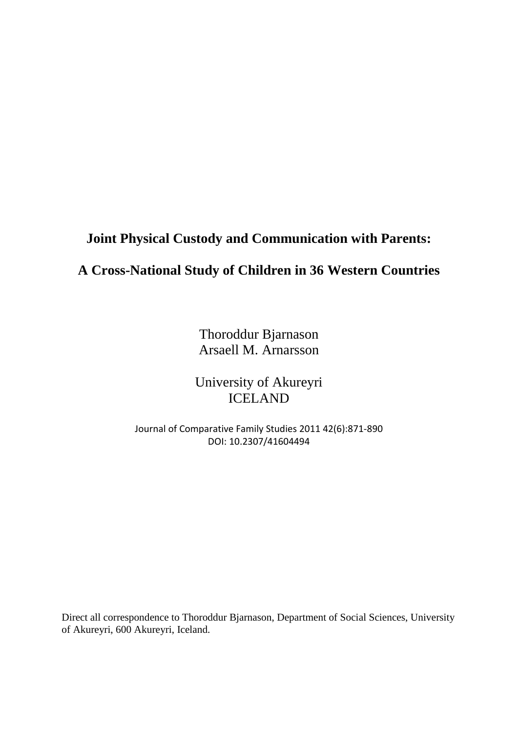# Joint Physical Custody and Communication with Parents:

# A Cross-National Study of Children in 36 Western Countries

Thoroddur Bjarnason
Arsaell M. Arnarsson

University of Akureyri
ICELAND

Journal of Comparative Family Studies 2011 42(6):871-890
DOI: 10.2307/41604494

Direct all correspondence to Thoroddur Bjarnason, Department of Social Sciences, University of Akureyri, 600 Akureyri, Iceland.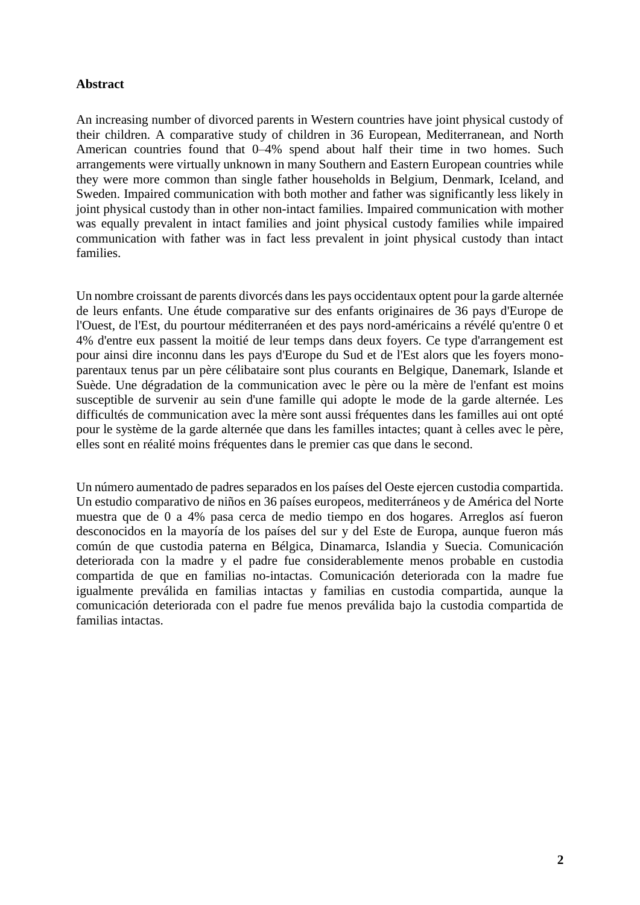**Abstract**

An increasing number of divorced parents in Western countries have joint physical custody of their children. A comparative study of children in 36 European, Mediterranean, and North American countries found that 0–4% spend about half their time in two homes. Such arrangements were virtually unknown in many Southern and Eastern European countries while they were more common than single father households in Belgium, Denmark, Iceland, and Sweden. Impaired communication with both mother and father was significantly less likely in joint physical custody than in other non-intact families. Impaired communication with mother was equally prevalent in intact families and joint physical custody families while impaired communication with father was in fact less prevalent in joint physical custody than intact families.

Un nombre croissant de parents divorcés dans les pays occidentaux optent pour la garde alternée de leurs enfants. Une étude comparative sur des enfants originaires de 36 pays d'Europe de l'Ouest, de l'Est, du pourtour méditerranéen et des pays nord-américains a révélé qu'entre 0 et 4% d'entre eux passent la moitié de leur temps dans deux foyers. Ce type d'arrangement est pour ainsi dire inconnu dans les pays d'Europe du Sud et de l'Est alors que les foyers mono-parentaux tenus par un père célibataire sont plus courants en Belgique, Danemark, Islande et Suède. Une dégradation de la communication avec le père ou la mère de l'enfant est moins susceptible de survenir au sein d'une famille qui adopte le mode de la garde alternée. Les difficultés de communication avec la mère sont aussi fréquentes dans les familles aui ont opté pour le système de la garde alternée que dans les familles intactes; quant à celles avec le père, elles sont en réalité moins fréquentes dans le premier cas que dans le second.

Un número aumentado de padres separados en los países del Oeste ejercen custodia compartida. Un estudio comparativo de niños en 36 países europeos, mediterráneos y de América del Norte muestra que de 0 a 4% pasa cerca de medio tiempo en dos hogares. Arreglos así fueron desconocidos en la mayoría de los países del sur y del Este de Europa, aunque fueron más común de que custodia paterna en Bélgica, Dinamarca, Islandia y Suecia. Comunicación deteriorada con la madre y el padre fue considerablemente menos probable en custodia compartida de que en familias no-intactas. Comunicación deteriorada con la madre fue igualmente preválida en familias intactas y familias en custodia compartida, aunque la comunicación deteriorada con el padre fue menos preválida bajo la custodia compartida de familias intactas.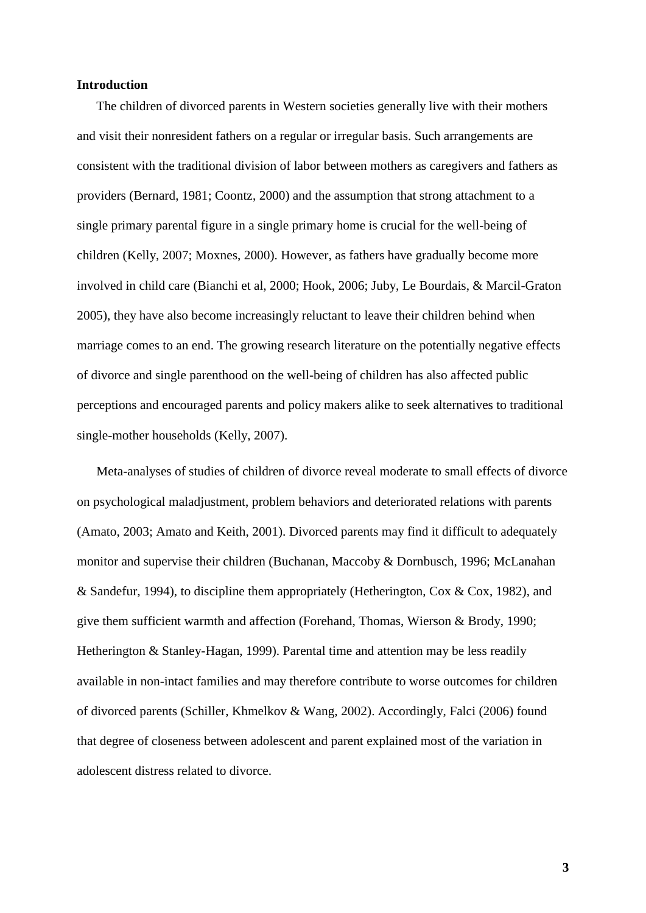**Introduction**

The children of divorced parents in Western societies generally live with their mothers and visit their nonresident fathers on a regular or irregular basis. Such arrangements are consistent with the traditional division of labor between mothers as caregivers and fathers as providers (Bernard, 1981; Coontz, 2000) and the assumption that strong attachment to a single primary parental figure in a single primary home is crucial for the well-being of children (Kelly, 2007; Moxnes, 2000). However, as fathers have gradually become more involved in child care (Bianchi et al, 2000; Hook, 2006; Juby, Le Bourdais, & Marcil-Graton 2005), they have also become increasingly reluctant to leave their children behind when marriage comes to an end. The growing research literature on the potentially negative effects of divorce and single parenthood on the well-being of children has also affected public perceptions and encouraged parents and policy makers alike to seek alternatives to traditional single-mother households (Kelly, 2007).

Meta-analyses of studies of children of divorce reveal moderate to small effects of divorce on psychological maladjustment, problem behaviors and deteriorated relations with parents (Amato, 2003; Amato and Keith, 2001). Divorced parents may find it difficult to adequately monitor and supervise their children (Buchanan, Maccoby & Dornbusch, 1996; McLanahan & Sandefur, 1994), to discipline them appropriately (Hetherington, Cox & Cox, 1982), and give them sufficient warmth and affection (Forehand, Thomas, Wierson & Brody, 1990; Hetherington & Stanley-Hagan, 1999). Parental time and attention may be less readily available in non-intact families and may therefore contribute to worse outcomes for children of divorced parents (Schiller, Khmelkov & Wang, 2002). Accordingly, Falci (2006) found that degree of closeness between adolescent and parent explained most of the variation in adolescent distress related to divorce.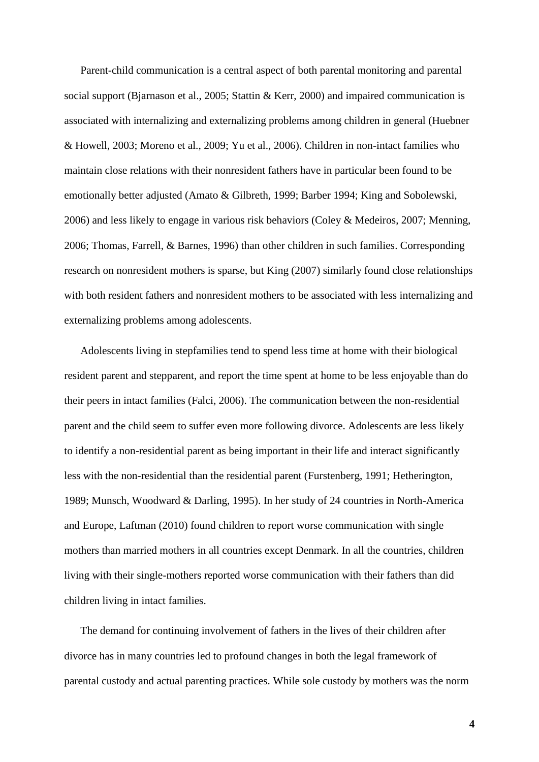Parent-child communication is a central aspect of both parental monitoring and parental social support (Bjarnason et al., 2005; Stattin & Kerr, 2000) and impaired communication is associated with internalizing and externalizing problems among children in general (Huebner & Howell, 2003; Moreno et al., 2009; Yu et al., 2006). Children in non-intact families who maintain close relations with their nonresident fathers have in particular been found to be emotionally better adjusted (Amato & Gilbreth, 1999; Barber 1994; King and Sobolewski, 2006) and less likely to engage in various risk behaviors (Coley & Medeiros, 2007; Menning, 2006; Thomas, Farrell, & Barnes, 1996) than other children in such families. Corresponding research on nonresident mothers is sparse, but King (2007) similarly found close relationships with both resident fathers and nonresident mothers to be associated with less internalizing and externalizing problems among adolescents.

Adolescents living in stepfamilies tend to spend less time at home with their biological resident parent and stepparent, and report the time spent at home to be less enjoyable than do their peers in intact families (Falci, 2006). The communication between the non-residential parent and the child seem to suffer even more following divorce. Adolescents are less likely to identify a non-residential parent as being important in their life and interact significantly less with the non-residential than the residential parent (Furstenberg, 1991; Hetherington, 1989; Munsch, Woodward & Darling, 1995). In her study of 24 countries in North-America and Europe, Laftman (2010) found children to report worse communication with single mothers than married mothers in all countries except Denmark. In all the countries, children living with their single-mothers reported worse communication with their fathers than did children living in intact families.

The demand for continuing involvement of fathers in the lives of their children after divorce has in many countries led to profound changes in both the legal framework of parental custody and actual parenting practices. While sole custody by mothers was the norm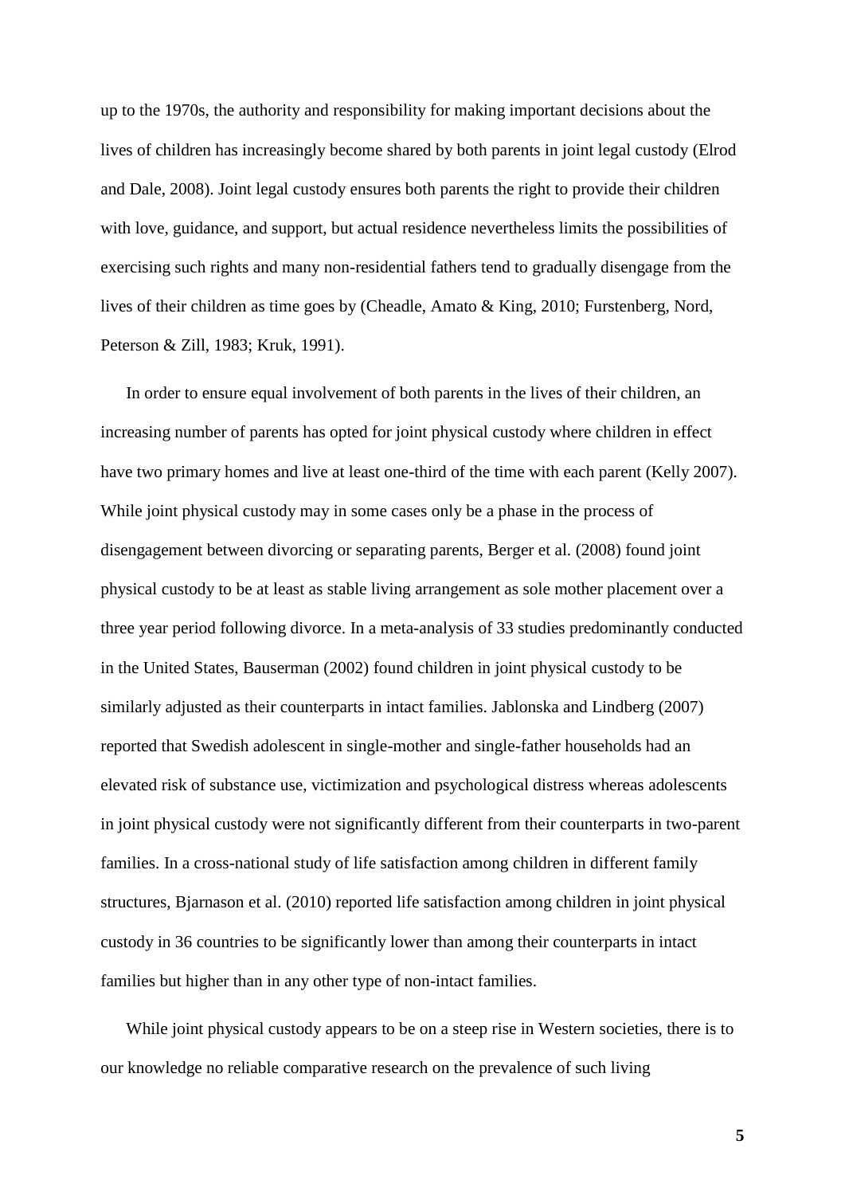up to the 1970s, the authority and responsibility for making important decisions about the lives of children has increasingly become shared by both parents in joint legal custody (Elrod and Dale, 2008). Joint legal custody ensures both parents the right to provide their children with love, guidance, and support, but actual residence nevertheless limits the possibilities of exercising such rights and many non-residential fathers tend to gradually disengage from the lives of their children as time goes by (Cheadle, Amato & King, 2010; Furstenberg, Nord, Peterson & Zill, 1983; Kruk, 1991).

In order to ensure equal involvement of both parents in the lives of their children, an increasing number of parents has opted for joint physical custody where children in effect have two primary homes and live at least one-third of the time with each parent (Kelly 2007). While joint physical custody may in some cases only be a phase in the process of disengagement between divorcing or separating parents, Berger et al. (2008) found joint physical custody to be at least as stable living arrangement as sole mother placement over a three year period following divorce. In a meta-analysis of 33 studies predominantly conducted in the United States, Bauserman (2002) found children in joint physical custody to be similarly adjusted as their counterparts in intact families. Jablonska and Lindberg (2007) reported that Swedish adolescent in single-mother and single-father households had an elevated risk of substance use, victimization and psychological distress whereas adolescents in joint physical custody were not significantly different from their counterparts in two-parent families. In a cross-national study of life satisfaction among children in different family structures, Bjarnason et al. (2010) reported life satisfaction among children in joint physical custody in 36 countries to be significantly lower than among their counterparts in intact families but higher than in any other type of non-intact families.

While joint physical custody appears to be on a steep rise in Western societies, there is to our knowledge no reliable comparative research on the prevalence of such living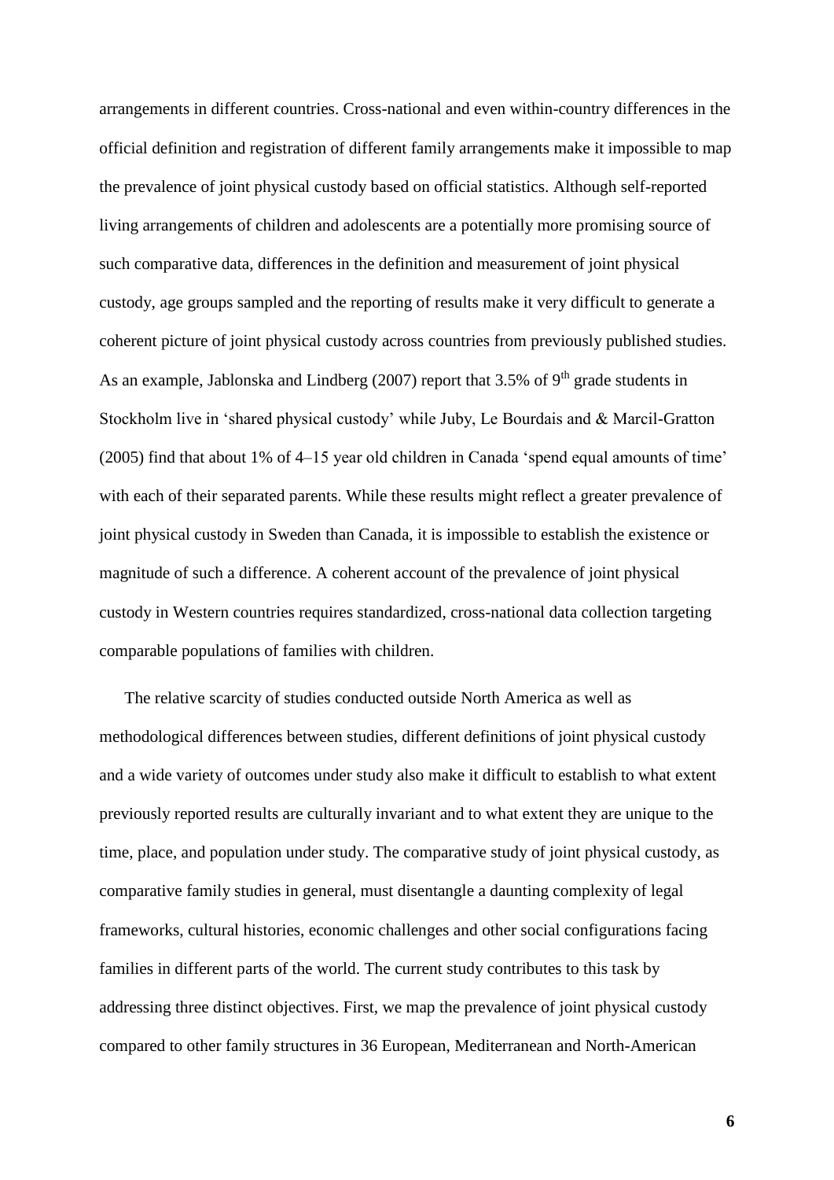arrangements in different countries. Cross-national and even within-country differences in the official definition and registration of different family arrangements make it impossible to map the prevalence of joint physical custody based on official statistics. Although self-reported living arrangements of children and adolescents are a potentially more promising source of such comparative data, differences in the definition and measurement of joint physical custody, age groups sampled and the reporting of results make it very difficult to generate a coherent picture of joint physical custody across countries from previously published studies. As an example, Jablonska and Lindberg (2007) report that 3.5% of 9th grade students in Stockholm live in 'shared physical custody' while Juby, Le Bourdais and & Marcil-Gratton (2005) find that about 1% of 4–15 year old children in Canada 'spend equal amounts of time' with each of their separated parents. While these results might reflect a greater prevalence of joint physical custody in Sweden than Canada, it is impossible to establish the existence or magnitude of such a difference. A coherent account of the prevalence of joint physical custody in Western countries requires standardized, cross-national data collection targeting comparable populations of families with children.

The relative scarcity of studies conducted outside North America as well as methodological differences between studies, different definitions of joint physical custody and a wide variety of outcomes under study also make it difficult to establish to what extent previously reported results are culturally invariant and to what extent they are unique to the time, place, and population under study. The comparative study of joint physical custody, as comparative family studies in general, must disentangle a daunting complexity of legal frameworks, cultural histories, economic challenges and other social configurations facing families in different parts of the world. The current study contributes to this task by addressing three distinct objectives. First, we map the prevalence of joint physical custody compared to other family structures in 36 European, Mediterranean and North-American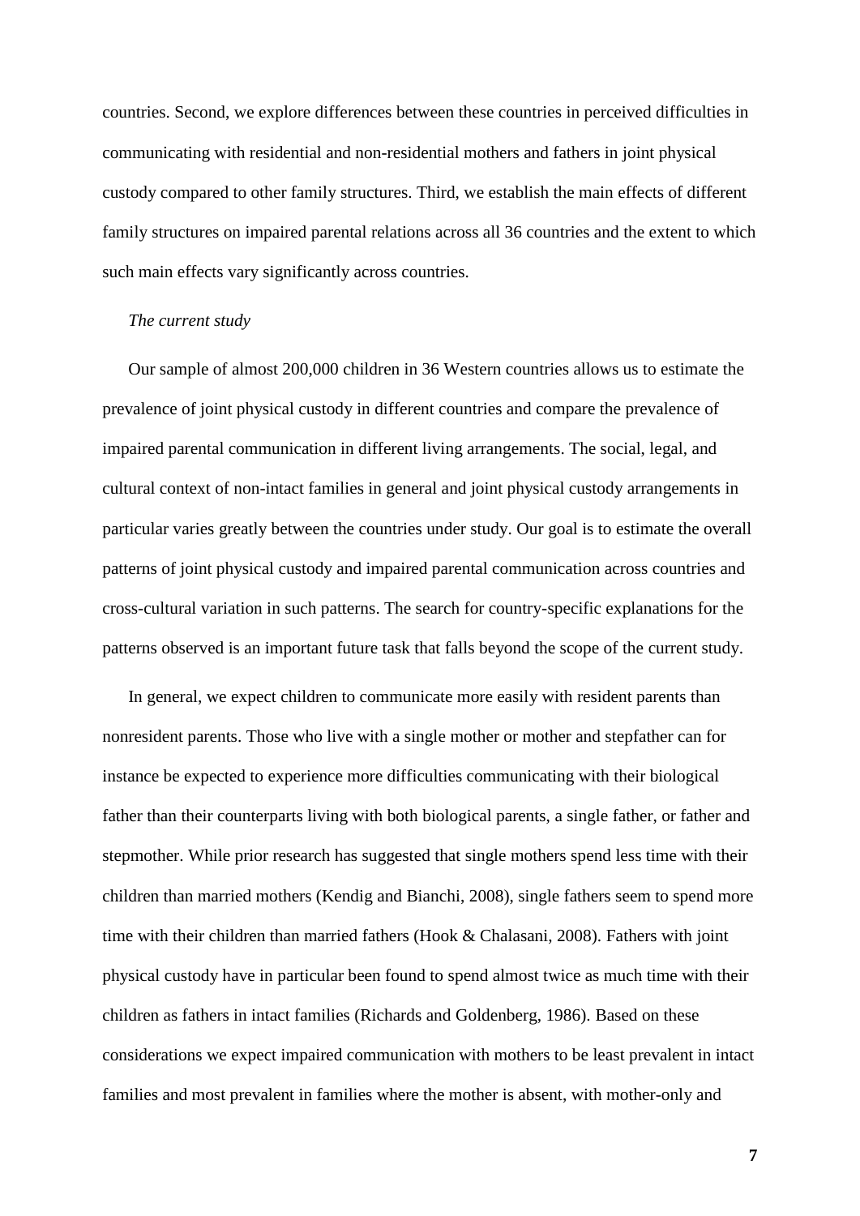countries. Second, we explore differences between these countries in perceived difficulties in communicating with residential and non-residential mothers and fathers in joint physical custody compared to other family structures. Third, we establish the main effects of different family structures on impaired parental relations across all 36 countries and the extent to which such main effects vary significantly across countries.

*The current study*

Our sample of almost 200,000 children in 36 Western countries allows us to estimate the prevalence of joint physical custody in different countries and compare the prevalence of impaired parental communication in different living arrangements. The social, legal, and cultural context of non-intact families in general and joint physical custody arrangements in particular varies greatly between the countries under study. Our goal is to estimate the overall patterns of joint physical custody and impaired parental communication across countries and cross-cultural variation in such patterns. The search for country-specific explanations for the patterns observed is an important future task that falls beyond the scope of the current study.

In general, we expect children to communicate more easily with resident parents than nonresident parents. Those who live with a single mother or mother and stepfather can for instance be expected to experience more difficulties communicating with their biological father than their counterparts living with both biological parents, a single father, or father and stepmother. While prior research has suggested that single mothers spend less time with their children than married mothers (Kendig and Bianchi, 2008), single fathers seem to spend more time with their children than married fathers (Hook & Chalasani, 2008). Fathers with joint physical custody have in particular been found to spend almost twice as much time with their children as fathers in intact families (Richards and Goldenberg, 1986). Based on these considerations we expect impaired communication with mothers to be least prevalent in intact families and most prevalent in families where the mother is absent, with mother-only and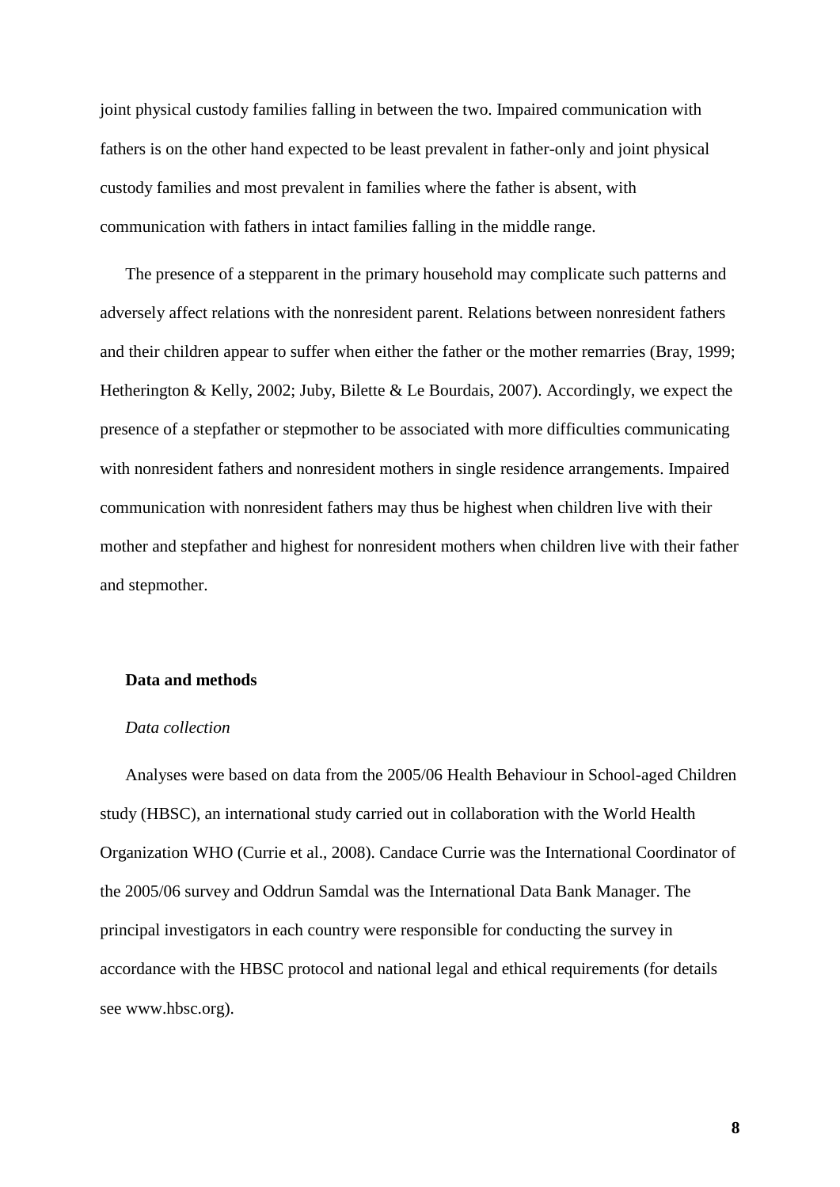joint physical custody families falling in between the two. Impaired communication with fathers is on the other hand expected to be least prevalent in father-only and joint physical custody families and most prevalent in families where the father is absent, with communication with fathers in intact families falling in the middle range.

The presence of a stepparent in the primary household may complicate such patterns and adversely affect relations with the nonresident parent. Relations between nonresident fathers and their children appear to suffer when either the father or the mother remarries (Bray, 1999; Hetherington & Kelly, 2002; Juby, Bilette & Le Bourdais, 2007). Accordingly, we expect the presence of a stepfather or stepmother to be associated with more difficulties communicating with nonresident fathers and nonresident mothers in single residence arrangements. Impaired communication with nonresident fathers may thus be highest when children live with their mother and stepfather and highest for nonresident mothers when children live with their father and stepmother.

## Data and methods

### *Data collection*

Analyses were based on data from the 2005/06 Health Behaviour in School-aged Children study (HBSC), an international study carried out in collaboration with the World Health Organization WHO (Currie et al., 2008). Candace Currie was the International Coordinator of the 2005/06 survey and Oddrun Samdal was the International Data Bank Manager. The principal investigators in each country were responsible for conducting the survey in accordance with the HBSC protocol and national legal and ethical requirements (for details see www.hbsc.org).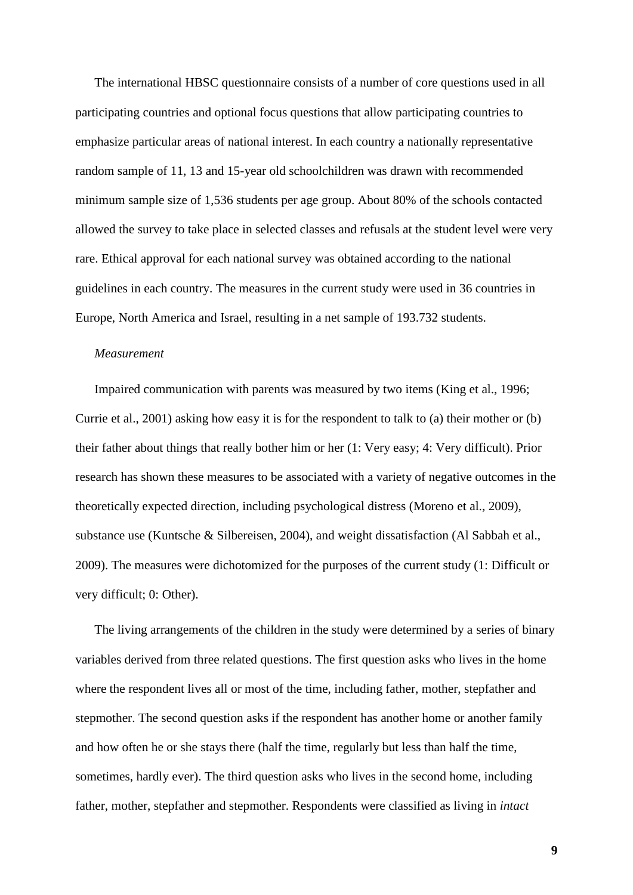The international HBSC questionnaire consists of a number of core questions used in all participating countries and optional focus questions that allow participating countries to emphasize particular areas of national interest. In each country a nationally representative random sample of 11, 13 and 15-year old schoolchildren was drawn with recommended minimum sample size of 1,536 students per age group. About 80% of the schools contacted allowed the survey to take place in selected classes and refusals at the student level were very rare. Ethical approval for each national survey was obtained according to the national guidelines in each country. The measures in the current study were used in 36 countries in Europe, North America and Israel, resulting in a net sample of 193.732 students.

*Measurement*

Impaired communication with parents was measured by two items (King et al., 1996; Currie et al., 2001) asking how easy it is for the respondent to talk to (a) their mother or (b) their father about things that really bother him or her (1: Very easy; 4: Very difficult). Prior research has shown these measures to be associated with a variety of negative outcomes in the theoretically expected direction, including psychological distress (Moreno et al., 2009), substance use (Kuntsche & Silbereisen, 2004), and weight dissatisfaction (Al Sabbah et al., 2009). The measures were dichotomized for the purposes of the current study (1: Difficult or very difficult; 0: Other).

The living arrangements of the children in the study were determined by a series of binary variables derived from three related questions. The first question asks who lives in the home where the respondent lives all or most of the time, including father, mother, stepfather and stepmother. The second question asks if the respondent has another home or another family and how often he or she stays there (half the time, regularly but less than half the time, sometimes, hardly ever). The third question asks who lives in the second home, including father, mother, stepfather and stepmother. Respondents were classified as living in *intact*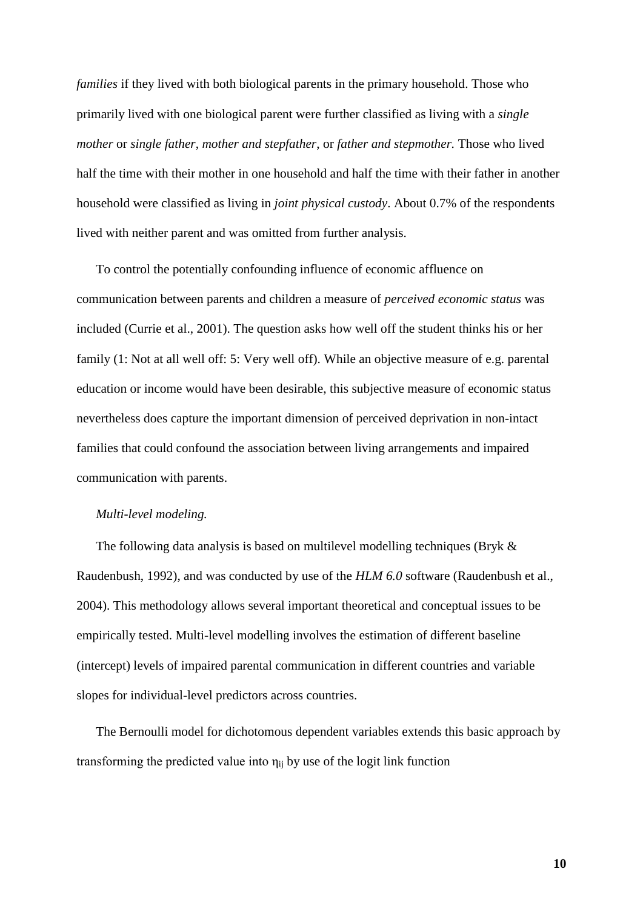*families* if they lived with both biological parents in the primary household. Those who primarily lived with one biological parent were further classified as living with a *single mother* or *single father*, *mother and stepfather*, or *father and stepmother.* Those who lived half the time with their mother in one household and half the time with their father in another household were classified as living in *joint physical custody*. About 0.7% of the respondents lived with neither parent and was omitted from further analysis.

To control the potentially confounding influence of economic affluence on communication between parents and children a measure of *perceived economic status* was included (Currie et al., 2001). The question asks how well off the student thinks his or her family (1: Not at all well off: 5: Very well off). While an objective measure of e.g. parental education or income would have been desirable, this subjective measure of economic status nevertheless does capture the important dimension of perceived deprivation in non-intact families that could confound the association between living arrangements and impaired communication with parents.

*Multi-level modeling.*

The following data analysis is based on multilevel modelling techniques (Bryk & Raudenbush, 1992), and was conducted by use of the *HLM 6.0* software (Raudenbush et al., 2004). This methodology allows several important theoretical and conceptual issues to be empirically tested. Multi-level modelling involves the estimation of different baseline (intercept) levels of impaired parental communication in different countries and variable slopes for individual-level predictors across countries.

The Bernoulli model for dichotomous dependent variables extends this basic approach by transforming the predicted value into $\eta_{ij}$ by use of the logit link function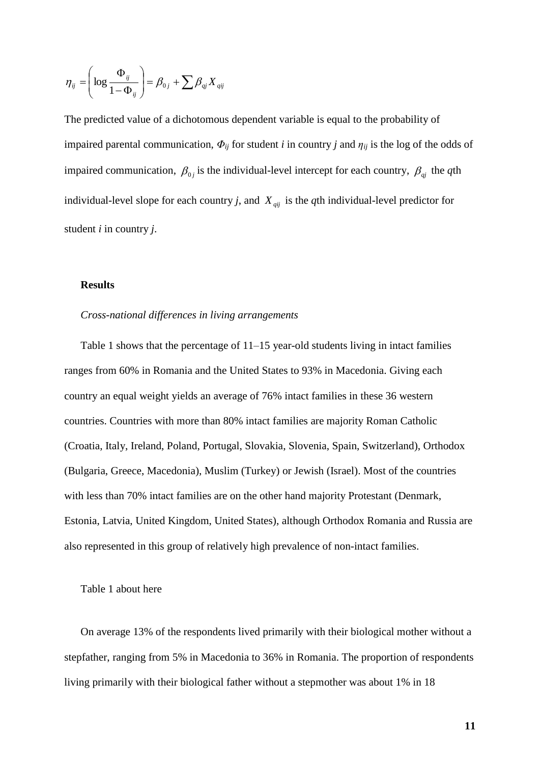$$\eta_{ij} = \left( \log \frac{\Phi_{ij}}{1-\Phi_{ij}} \right) = \beta_{0j} + \sum \beta_{qj} X_{qij}$$

The predicted value of a dichotomous dependent variable is equal to the probability of impaired parental communication, $\Phi_{ij}$ for student *i* in country *j* and $\eta_{ij}$ is the log of the odds of impaired communication, $\beta_{0j}$ is the individual-level intercept for each country, $\beta_{qj}$ the *q*th individual-level slope for each country *j*, and $X_{qij}$ is the *q*th individual-level predictor for student *i* in country *j*.

## Results

### *Cross-national differences in living arrangements*

Table 1 shows that the percentage of 11–15 year-old students living in intact families ranges from 60% in Romania and the United States to 93% in Macedonia. Giving each country an equal weight yields an average of 76% intact families in these 36 western countries. Countries with more than 80% intact families are majority Roman Catholic (Croatia, Italy, Ireland, Poland, Portugal, Slovakia, Slovenia, Spain, Switzerland), Orthodox (Bulgaria, Greece, Macedonia), Muslim (Turkey) or Jewish (Israel). Most of the countries with less than 70% intact families are on the other hand majority Protestant (Denmark, Estonia, Latvia, United Kingdom, United States), although Orthodox Romania and Russia are also represented in this group of relatively high prevalence of non-intact families.

Table 1 about here

On average 13% of the respondents lived primarily with their biological mother without a stepfather, ranging from 5% in Macedonia to 36% in Romania. The proportion of respondents living primarily with their biological father without a stepmother was about 1% in 18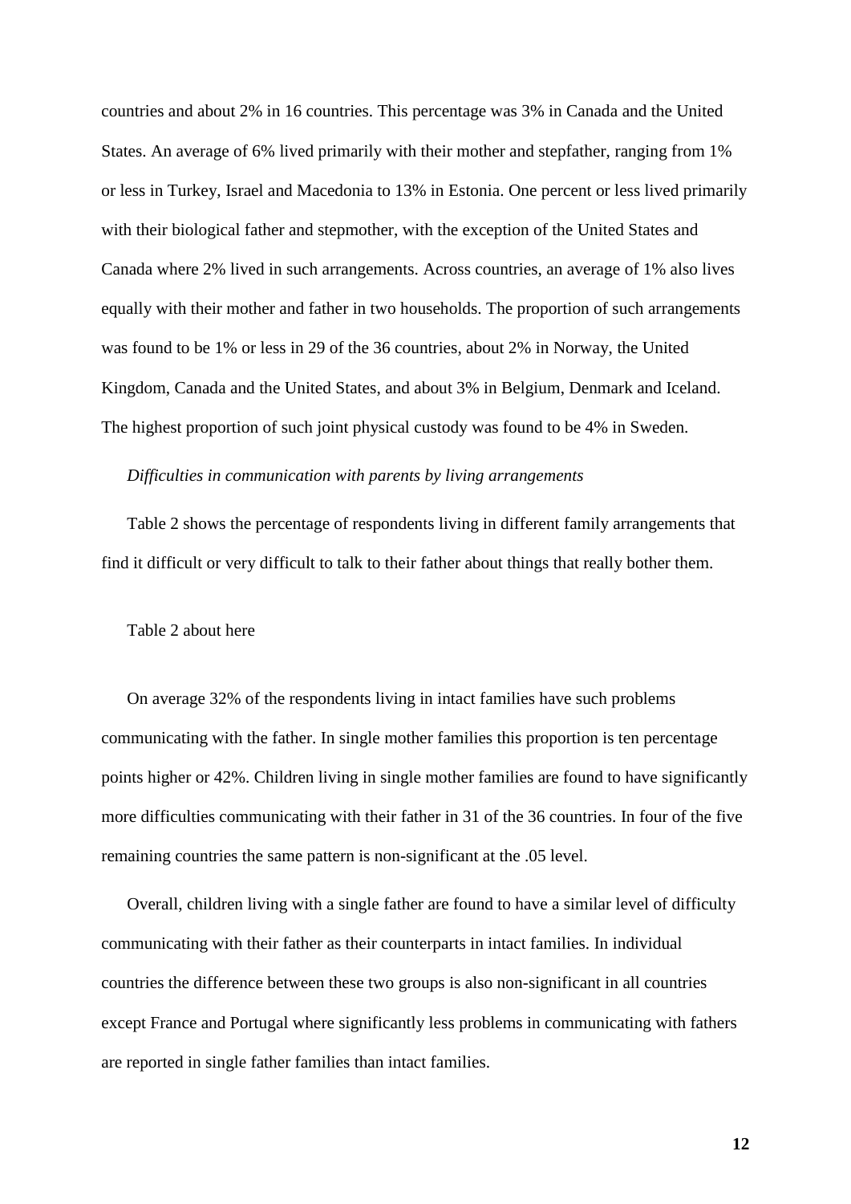countries and about 2% in 16 countries. This percentage was 3% in Canada and the United States. An average of 6% lived primarily with their mother and stepfather, ranging from 1% or less in Turkey, Israel and Macedonia to 13% in Estonia. One percent or less lived primarily with their biological father and stepmother, with the exception of the United States and Canada where 2% lived in such arrangements. Across countries, an average of 1% also lives equally with their mother and father in two households. The proportion of such arrangements was found to be 1% or less in 29 of the 36 countries, about 2% in Norway, the United Kingdom, Canada and the United States, and about 3% in Belgium, Denmark and Iceland. The highest proportion of such joint physical custody was found to be 4% in Sweden.

*Difficulties in communication with parents by living arrangements*

Table 2 shows the percentage of respondents living in different family arrangements that find it difficult or very difficult to talk to their father about things that really bother them.

Table 2 about here

On average 32% of the respondents living in intact families have such problems communicating with the father. In single mother families this proportion is ten percentage points higher or 42%. Children living in single mother families are found to have significantly more difficulties communicating with their father in 31 of the 36 countries. In four of the five remaining countries the same pattern is non-significant at the .05 level.

Overall, children living with a single father are found to have a similar level of difficulty communicating with their father as their counterparts in intact families. In individual countries the difference between these two groups is also non-significant in all countries except France and Portugal where significantly less problems in communicating with fathers are reported in single father families than intact families.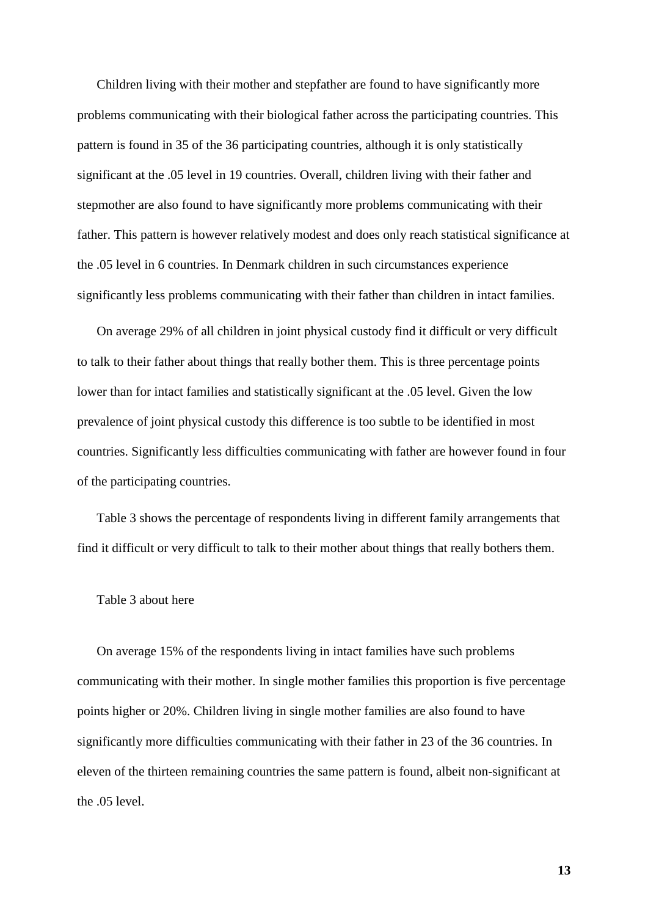Children living with their mother and stepfather are found to have significantly more problems communicating with their biological father across the participating countries. This pattern is found in 35 of the 36 participating countries, although it is only statistically significant at the .05 level in 19 countries. Overall, children living with their father and stepmother are also found to have significantly more problems communicating with their father. This pattern is however relatively modest and does only reach statistical significance at the .05 level in 6 countries. In Denmark children in such circumstances experience significantly less problems communicating with their father than children in intact families.

On average 29% of all children in joint physical custody find it difficult or very difficult to talk to their father about things that really bother them. This is three percentage points lower than for intact families and statistically significant at the .05 level. Given the low prevalence of joint physical custody this difference is too subtle to be identified in most countries. Significantly less difficulties communicating with father are however found in four of the participating countries.

Table 3 shows the percentage of respondents living in different family arrangements that find it difficult or very difficult to talk to their mother about things that really bothers them.

Table 3 about here

On average 15% of the respondents living in intact families have such problems communicating with their mother. In single mother families this proportion is five percentage points higher or 20%. Children living in single mother families are also found to have significantly more difficulties communicating with their father in 23 of the 36 countries. In eleven of the thirteen remaining countries the same pattern is found, albeit non-significant at the .05 level.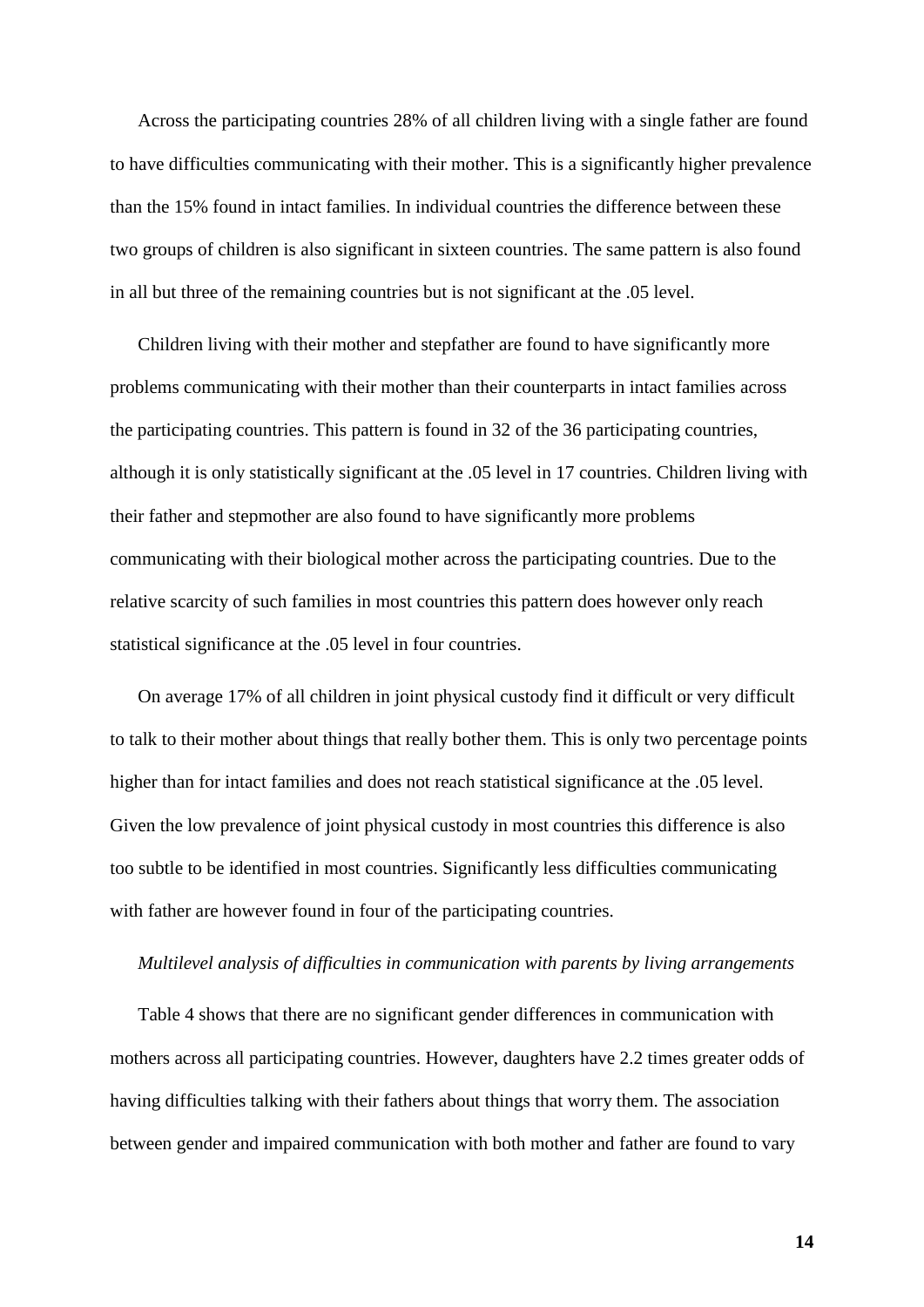Across the participating countries 28% of all children living with a single father are found to have difficulties communicating with their mother. This is a significantly higher prevalence than the 15% found in intact families. In individual countries the difference between these two groups of children is also significant in sixteen countries. The same pattern is also found in all but three of the remaining countries but is not significant at the .05 level.

Children living with their mother and stepfather are found to have significantly more problems communicating with their mother than their counterparts in intact families across the participating countries. This pattern is found in 32 of the 36 participating countries, although it is only statistically significant at the .05 level in 17 countries. Children living with their father and stepmother are also found to have significantly more problems communicating with their biological mother across the participating countries. Due to the relative scarcity of such families in most countries this pattern does however only reach statistical significance at the .05 level in four countries.

On average 17% of all children in joint physical custody find it difficult or very difficult to talk to their mother about things that really bother them. This is only two percentage points higher than for intact families and does not reach statistical significance at the .05 level. Given the low prevalence of joint physical custody in most countries this difference is also too subtle to be identified in most countries. Significantly less difficulties communicating with father are however found in four of the participating countries.

*Multilevel analysis of difficulties in communication with parents by living arrangements*

Table 4 shows that there are no significant gender differences in communication with mothers across all participating countries. However, daughters have 2.2 times greater odds of having difficulties talking with their fathers about things that worry them. The association between gender and impaired communication with both mother and father are found to vary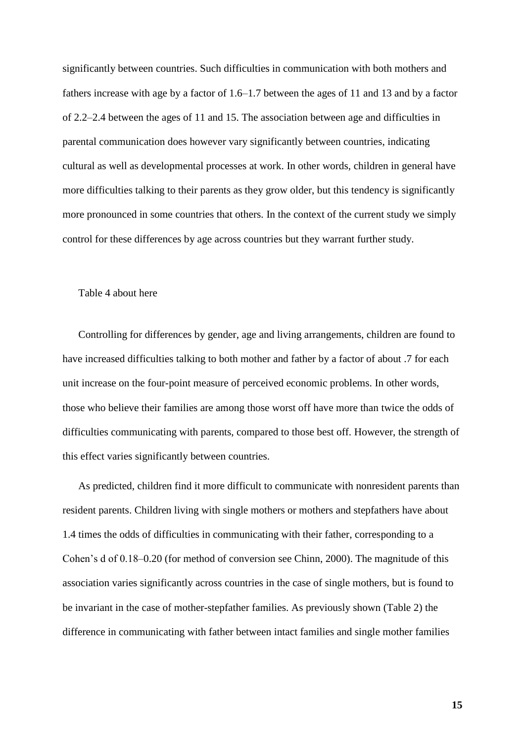significantly between countries. Such difficulties in communication with both mothers and fathers increase with age by a factor of 1.6–1.7 between the ages of 11 and 13 and by a factor of 2.2–2.4 between the ages of 11 and 15. The association between age and difficulties in parental communication does however vary significantly between countries, indicating cultural as well as developmental processes at work. In other words, children in general have more difficulties talking to their parents as they grow older, but this tendency is significantly more pronounced in some countries that others. In the context of the current study we simply control for these differences by age across countries but they warrant further study.

Table 4 about here

Controlling for differences by gender, age and living arrangements, children are found to have increased difficulties talking to both mother and father by a factor of about .7 for each unit increase on the four-point measure of perceived economic problems. In other words, those who believe their families are among those worst off have more than twice the odds of difficulties communicating with parents, compared to those best off. However, the strength of this effect varies significantly between countries.

As predicted, children find it more difficult to communicate with nonresident parents than resident parents. Children living with single mothers or mothers and stepfathers have about 1.4 times the odds of difficulties in communicating with their father, corresponding to a Cohen's d of 0.18–0.20 (for method of conversion see Chinn, 2000). The magnitude of this association varies significantly across countries in the case of single mothers, but is found to be invariant in the case of mother-stepfather families. As previously shown (Table 2) the difference in communicating with father between intact families and single mother families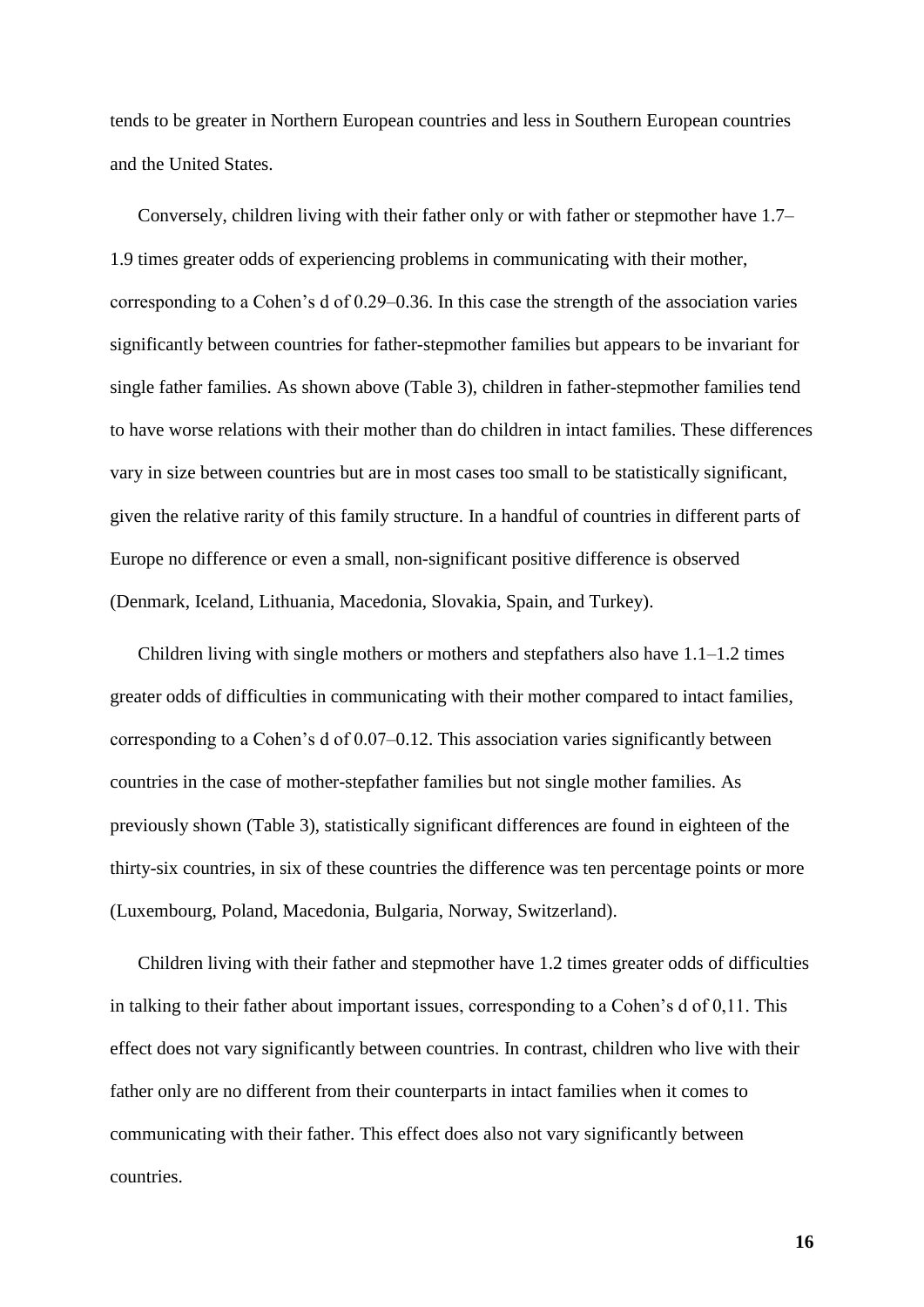tends to be greater in Northern European countries and less in Southern European countries and the United States.

Conversely, children living with their father only or with father or stepmother have 1.7–1.9 times greater odds of experiencing problems in communicating with their mother, corresponding to a Cohen's d of 0.29–0.36. In this case the strength of the association varies significantly between countries for father-stepmother families but appears to be invariant for single father families. As shown above (Table 3), children in father-stepmother families tend to have worse relations with their mother than do children in intact families. These differences vary in size between countries but are in most cases too small to be statistically significant, given the relative rarity of this family structure. In a handful of countries in different parts of Europe no difference or even a small, non-significant positive difference is observed (Denmark, Iceland, Lithuania, Macedonia, Slovakia, Spain, and Turkey).

Children living with single mothers or mothers and stepfathers also have 1.1–1.2 times greater odds of difficulties in communicating with their mother compared to intact families, corresponding to a Cohen's d of 0.07–0.12. This association varies significantly between countries in the case of mother-stepfather families but not single mother families. As previously shown (Table 3), statistically significant differences are found in eighteen of the thirty-six countries, in six of these countries the difference was ten percentage points or more (Luxembourg, Poland, Macedonia, Bulgaria, Norway, Switzerland).

Children living with their father and stepmother have 1.2 times greater odds of difficulties in talking to their father about important issues, corresponding to a Cohen's d of 0,11. This effect does not vary significantly between countries. In contrast, children who live with their father only are no different from their counterparts in intact families when it comes to communicating with their father. This effect does also not vary significantly between countries.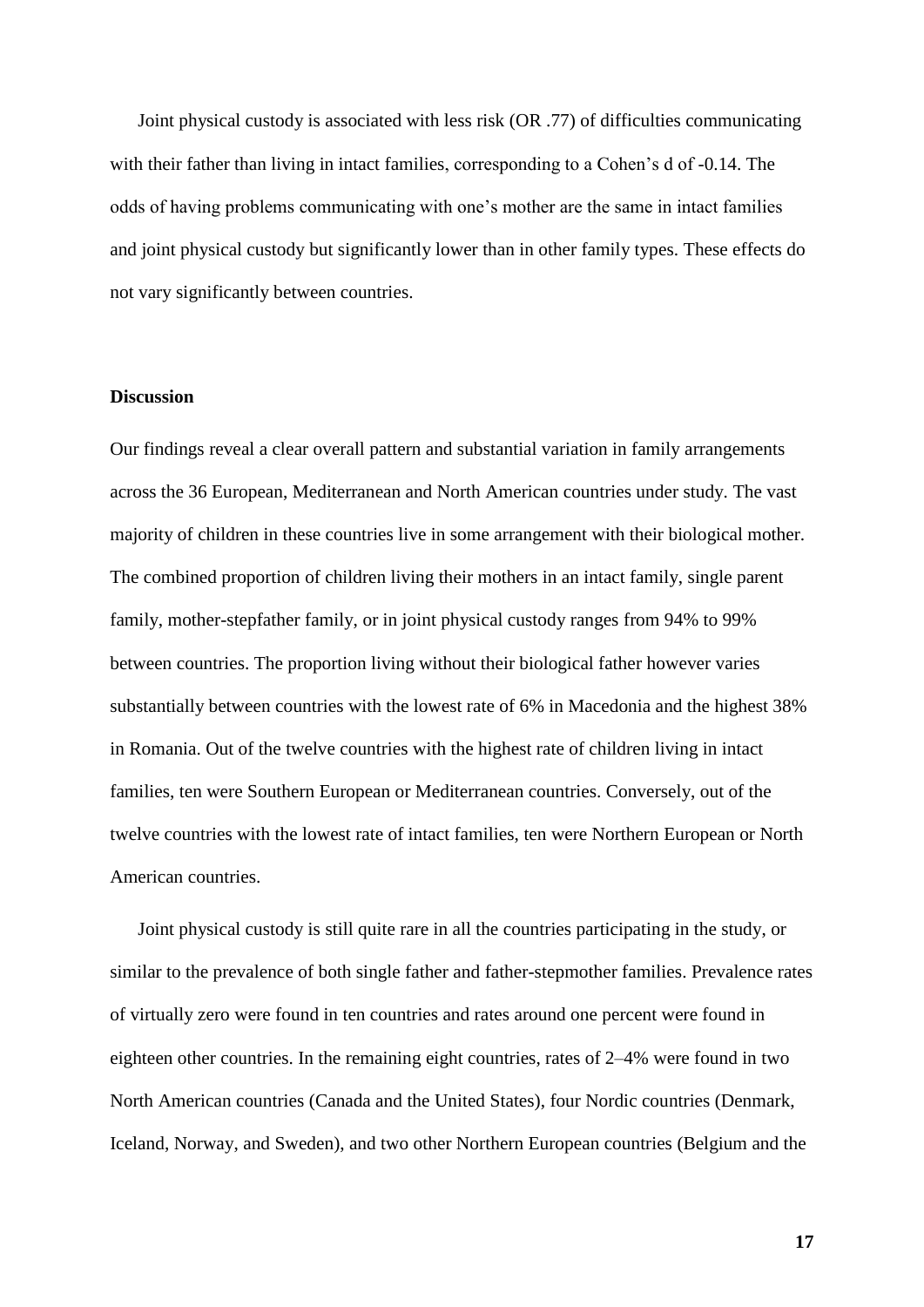Joint physical custody is associated with less risk (OR .77) of difficulties communicating with their father than living in intact families, corresponding to a Cohen's d of -0.14. The odds of having problems communicating with one's mother are the same in intact families and joint physical custody but significantly lower than in other family types. These effects do not vary significantly between countries.

## Discussion

Our findings reveal a clear overall pattern and substantial variation in family arrangements across the 36 European, Mediterranean and North American countries under study. The vast majority of children in these countries live in some arrangement with their biological mother. The combined proportion of children living their mothers in an intact family, single parent family, mother-stepfather family, or in joint physical custody ranges from 94% to 99% between countries. The proportion living without their biological father however varies substantially between countries with the lowest rate of 6% in Macedonia and the highest 38% in Romania. Out of the twelve countries with the highest rate of children living in intact families, ten were Southern European or Mediterranean countries. Conversely, out of the twelve countries with the lowest rate of intact families, ten were Northern European or North American countries.

Joint physical custody is still quite rare in all the countries participating in the study, or similar to the prevalence of both single father and father-stepmother families. Prevalence rates of virtually zero were found in ten countries and rates around one percent were found in eighteen other countries. In the remaining eight countries, rates of 2–4% were found in two North American countries (Canada and the United States), four Nordic countries (Denmark, Iceland, Norway, and Sweden), and two other Northern European countries (Belgium and the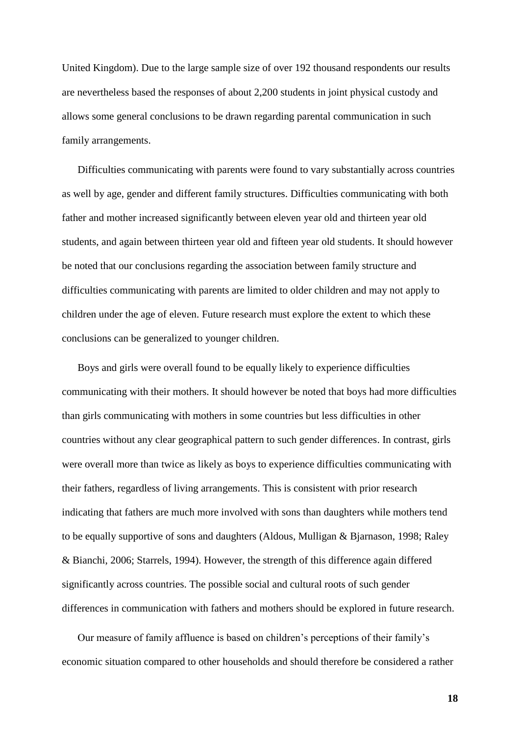United Kingdom). Due to the large sample size of over 192 thousand respondents our results are nevertheless based the responses of about 2,200 students in joint physical custody and allows some general conclusions to be drawn regarding parental communication in such family arrangements.

Difficulties communicating with parents were found to vary substantially across countries as well by age, gender and different family structures. Difficulties communicating with both father and mother increased significantly between eleven year old and thirteen year old students, and again between thirteen year old and fifteen year old students. It should however be noted that our conclusions regarding the association between family structure and difficulties communicating with parents are limited to older children and may not apply to children under the age of eleven. Future research must explore the extent to which these conclusions can be generalized to younger children.

Boys and girls were overall found to be equally likely to experience difficulties communicating with their mothers. It should however be noted that boys had more difficulties than girls communicating with mothers in some countries but less difficulties in other countries without any clear geographical pattern to such gender differences. In contrast, girls were overall more than twice as likely as boys to experience difficulties communicating with their fathers, regardless of living arrangements. This is consistent with prior research indicating that fathers are much more involved with sons than daughters while mothers tend to be equally supportive of sons and daughters (Aldous, Mulligan & Bjarnason, 1998; Raley & Bianchi, 2006; Starrels, 1994). However, the strength of this difference again differed significantly across countries. The possible social and cultural roots of such gender differences in communication with fathers and mothers should be explored in future research.

Our measure of family affluence is based on children's perceptions of their family's economic situation compared to other households and should therefore be considered a rather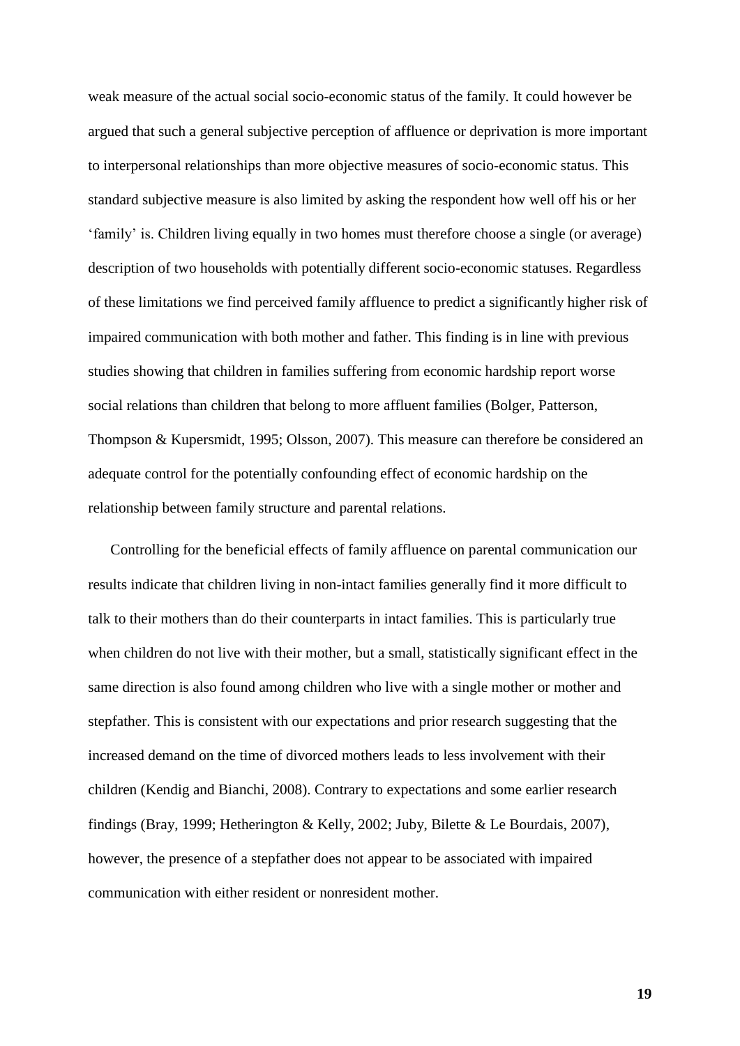weak measure of the actual social socio-economic status of the family. It could however be argued that such a general subjective perception of affluence or deprivation is more important to interpersonal relationships than more objective measures of socio-economic status. This standard subjective measure is also limited by asking the respondent how well off his or her 'family' is. Children living equally in two homes must therefore choose a single (or average) description of two households with potentially different socio-economic statuses. Regardless of these limitations we find perceived family affluence to predict a significantly higher risk of impaired communication with both mother and father. This finding is in line with previous studies showing that children in families suffering from economic hardship report worse social relations than children that belong to more affluent families (Bolger, Patterson, Thompson & Kupersmidt, 1995; Olsson, 2007). This measure can therefore be considered an adequate control for the potentially confounding effect of economic hardship on the relationship between family structure and parental relations.

Controlling for the beneficial effects of family affluence on parental communication our results indicate that children living in non-intact families generally find it more difficult to talk to their mothers than do their counterparts in intact families. This is particularly true when children do not live with their mother, but a small, statistically significant effect in the same direction is also found among children who live with a single mother or mother and stepfather. This is consistent with our expectations and prior research suggesting that the increased demand on the time of divorced mothers leads to less involvement with their children (Kendig and Bianchi, 2008). Contrary to expectations and some earlier research findings (Bray, 1999; Hetherington & Kelly, 2002; Juby, Bilette & Le Bourdais, 2007), however, the presence of a stepfather does not appear to be associated with impaired communication with either resident or nonresident mother.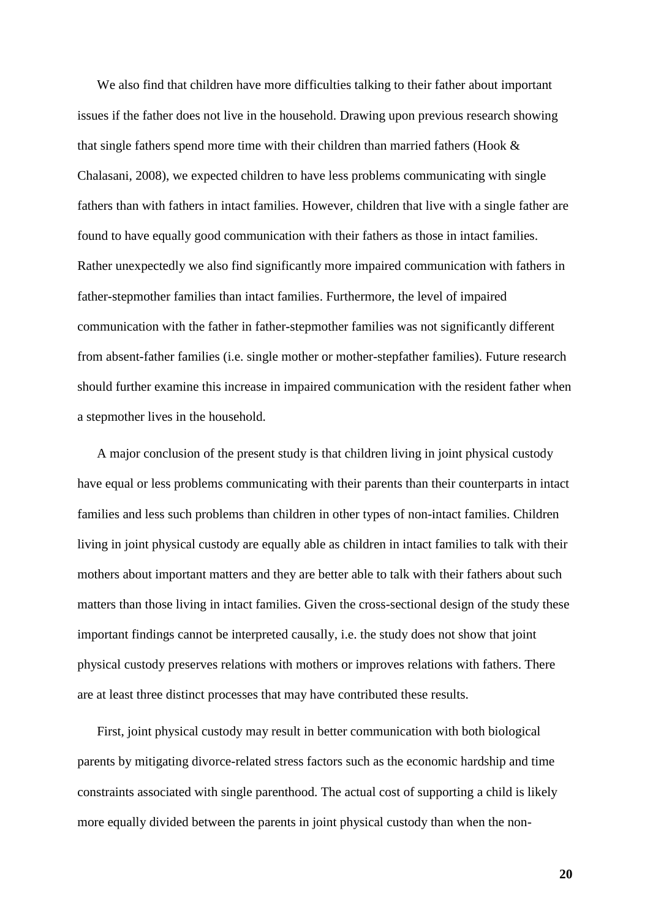We also find that children have more difficulties talking to their father about important issues if the father does not live in the household. Drawing upon previous research showing that single fathers spend more time with their children than married fathers (Hook & Chalasani, 2008), we expected children to have less problems communicating with single fathers than with fathers in intact families. However, children that live with a single father are found to have equally good communication with their fathers as those in intact families. Rather unexpectedly we also find significantly more impaired communication with fathers in father-stepmother families than intact families. Furthermore, the level of impaired communication with the father in father-stepmother families was not significantly different from absent-father families (i.e. single mother or mother-stepfather families). Future research should further examine this increase in impaired communication with the resident father when a stepmother lives in the household.

A major conclusion of the present study is that children living in joint physical custody have equal or less problems communicating with their parents than their counterparts in intact families and less such problems than children in other types of non-intact families. Children living in joint physical custody are equally able as children in intact families to talk with their mothers about important matters and they are better able to talk with their fathers about such matters than those living in intact families. Given the cross-sectional design of the study these important findings cannot be interpreted causally, i.e. the study does not show that joint physical custody preserves relations with mothers or improves relations with fathers. There are at least three distinct processes that may have contributed these results.

First, joint physical custody may result in better communication with both biological parents by mitigating divorce-related stress factors such as the economic hardship and time constraints associated with single parenthood. The actual cost of supporting a child is likely more equally divided between the parents in joint physical custody than when the non-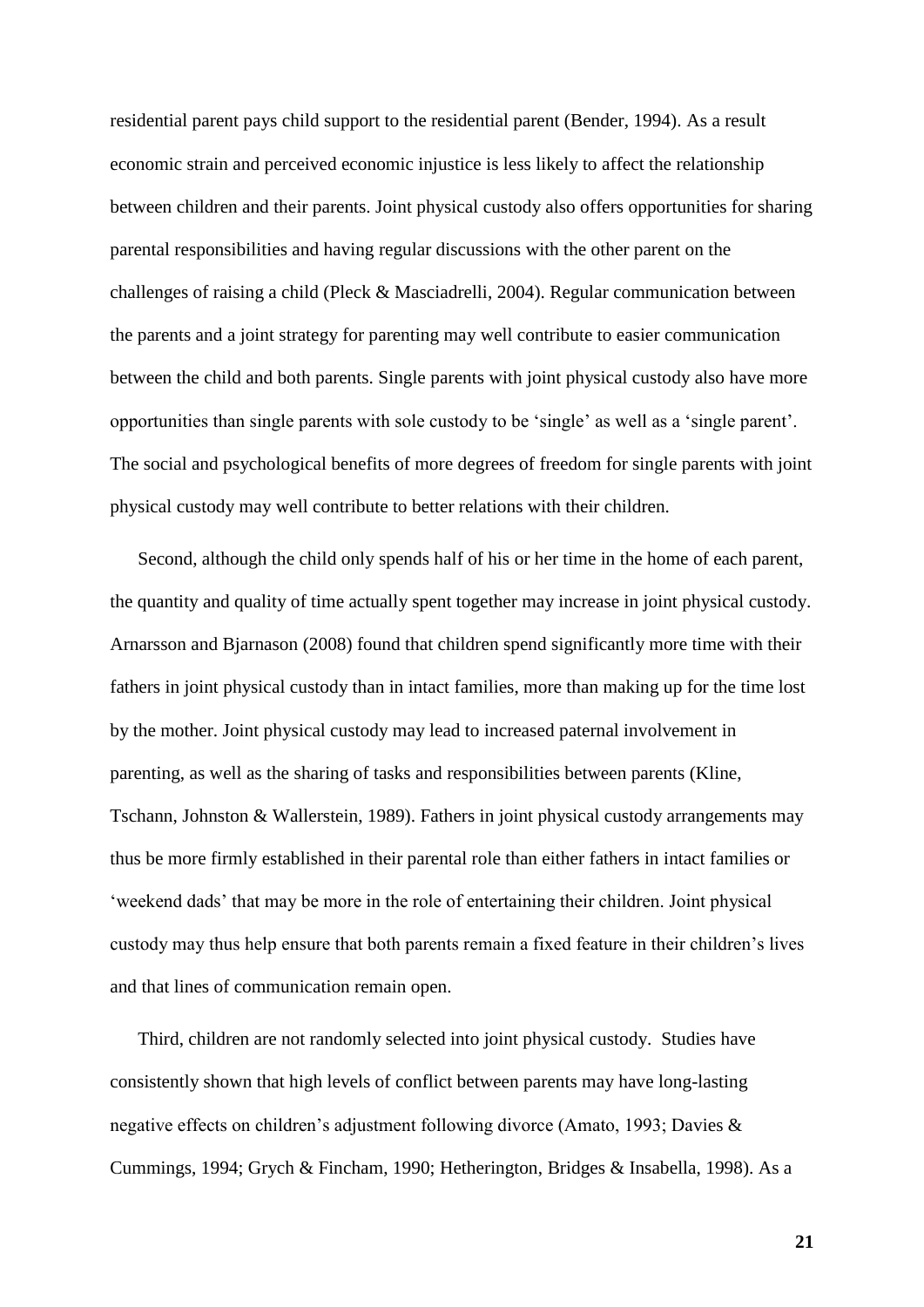residential parent pays child support to the residential parent (Bender, 1994). As a result economic strain and perceived economic injustice is less likely to affect the relationship between children and their parents. Joint physical custody also offers opportunities for sharing parental responsibilities and having regular discussions with the other parent on the challenges of raising a child (Pleck & Masciadrelli, 2004). Regular communication between the parents and a joint strategy for parenting may well contribute to easier communication between the child and both parents. Single parents with joint physical custody also have more opportunities than single parents with sole custody to be 'single' as well as a 'single parent'. The social and psychological benefits of more degrees of freedom for single parents with joint physical custody may well contribute to better relations with their children.

Second, although the child only spends half of his or her time in the home of each parent, the quantity and quality of time actually spent together may increase in joint physical custody. Arnarsson and Bjarnason (2008) found that children spend significantly more time with their fathers in joint physical custody than in intact families, more than making up for the time lost by the mother. Joint physical custody may lead to increased paternal involvement in parenting, as well as the sharing of tasks and responsibilities between parents (Kline, Tschann, Johnston & Wallerstein, 1989). Fathers in joint physical custody arrangements may thus be more firmly established in their parental role than either fathers in intact families or 'weekend dads' that may be more in the role of entertaining their children. Joint physical custody may thus help ensure that both parents remain a fixed feature in their children's lives and that lines of communication remain open.

Third, children are not randomly selected into joint physical custody. Studies have consistently shown that high levels of conflict between parents may have long-lasting negative effects on children's adjustment following divorce (Amato, 1993; Davies & Cummings, 1994; Grych & Fincham, 1990; Hetherington, Bridges & Insabella, 1998). As a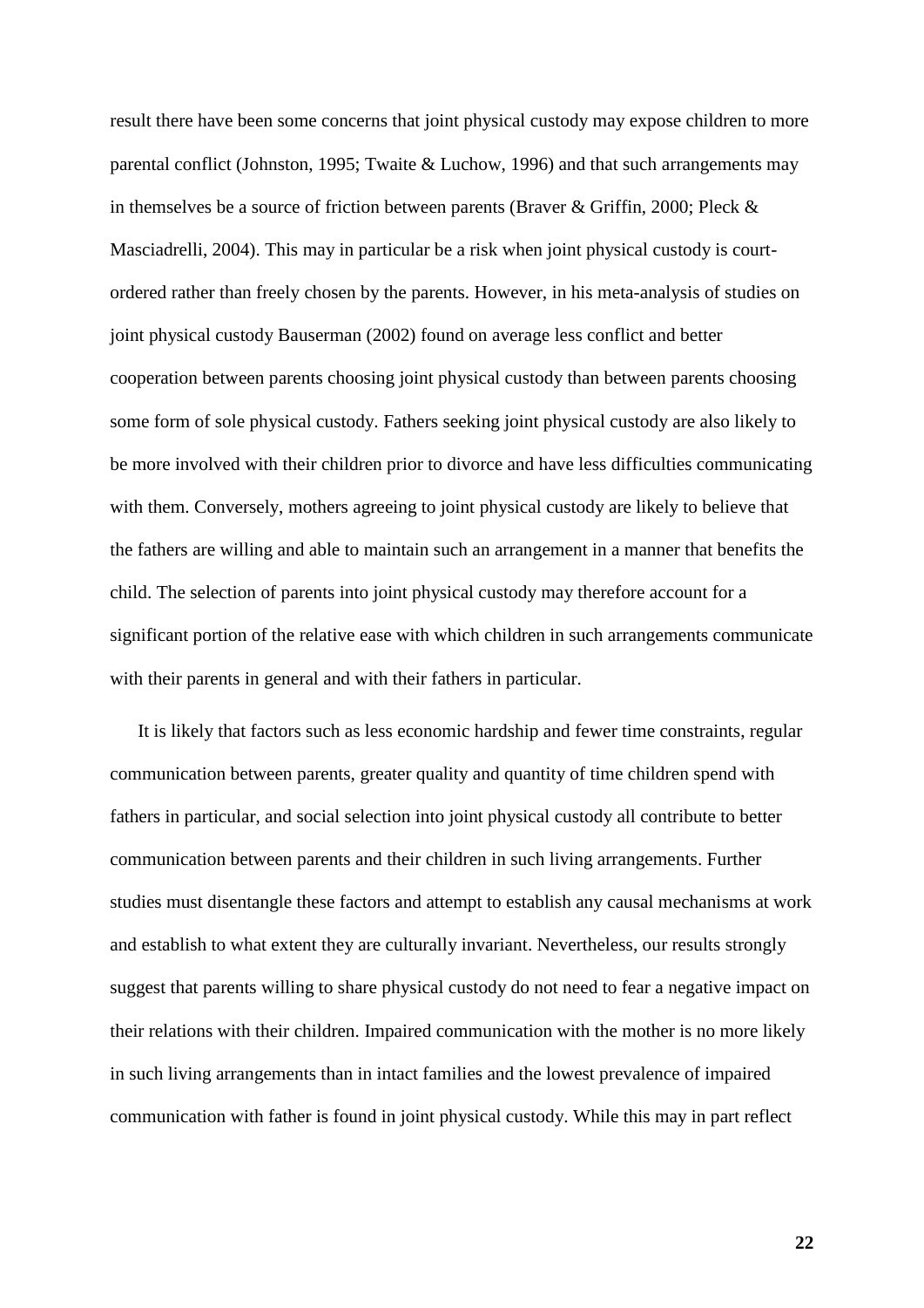result there have been some concerns that joint physical custody may expose children to more parental conflict (Johnston, 1995; Twaite & Luchow, 1996) and that such arrangements may in themselves be a source of friction between parents (Braver & Griffin, 2000; Pleck & Masciadrelli, 2004). This may in particular be a risk when joint physical custody is court-ordered rather than freely chosen by the parents. However, in his meta-analysis of studies on joint physical custody Bauserman (2002) found on average less conflict and better cooperation between parents choosing joint physical custody than between parents choosing some form of sole physical custody. Fathers seeking joint physical custody are also likely to be more involved with their children prior to divorce and have less difficulties communicating with them. Conversely, mothers agreeing to joint physical custody are likely to believe that the fathers are willing and able to maintain such an arrangement in a manner that benefits the child. The selection of parents into joint physical custody may therefore account for a significant portion of the relative ease with which children in such arrangements communicate with their parents in general and with their fathers in particular.

It is likely that factors such as less economic hardship and fewer time constraints, regular communication between parents, greater quality and quantity of time children spend with fathers in particular, and social selection into joint physical custody all contribute to better communication between parents and their children in such living arrangements. Further studies must disentangle these factors and attempt to establish any causal mechanisms at work and establish to what extent they are culturally invariant. Nevertheless, our results strongly suggest that parents willing to share physical custody do not need to fear a negative impact on their relations with their children. Impaired communication with the mother is no more likely in such living arrangements than in intact families and the lowest prevalence of impaired communication with father is found in joint physical custody. While this may in part reflect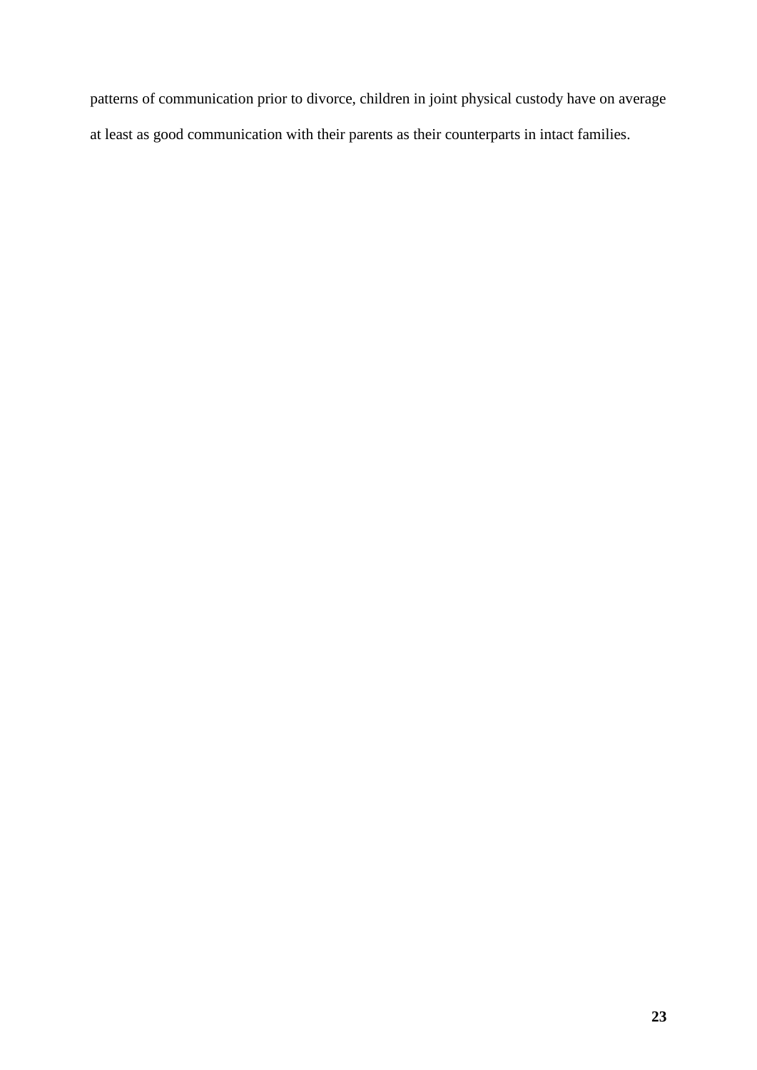patterns of communication prior to divorce, children in joint physical custody have on average at least as good communication with their parents as their counterparts in intact families.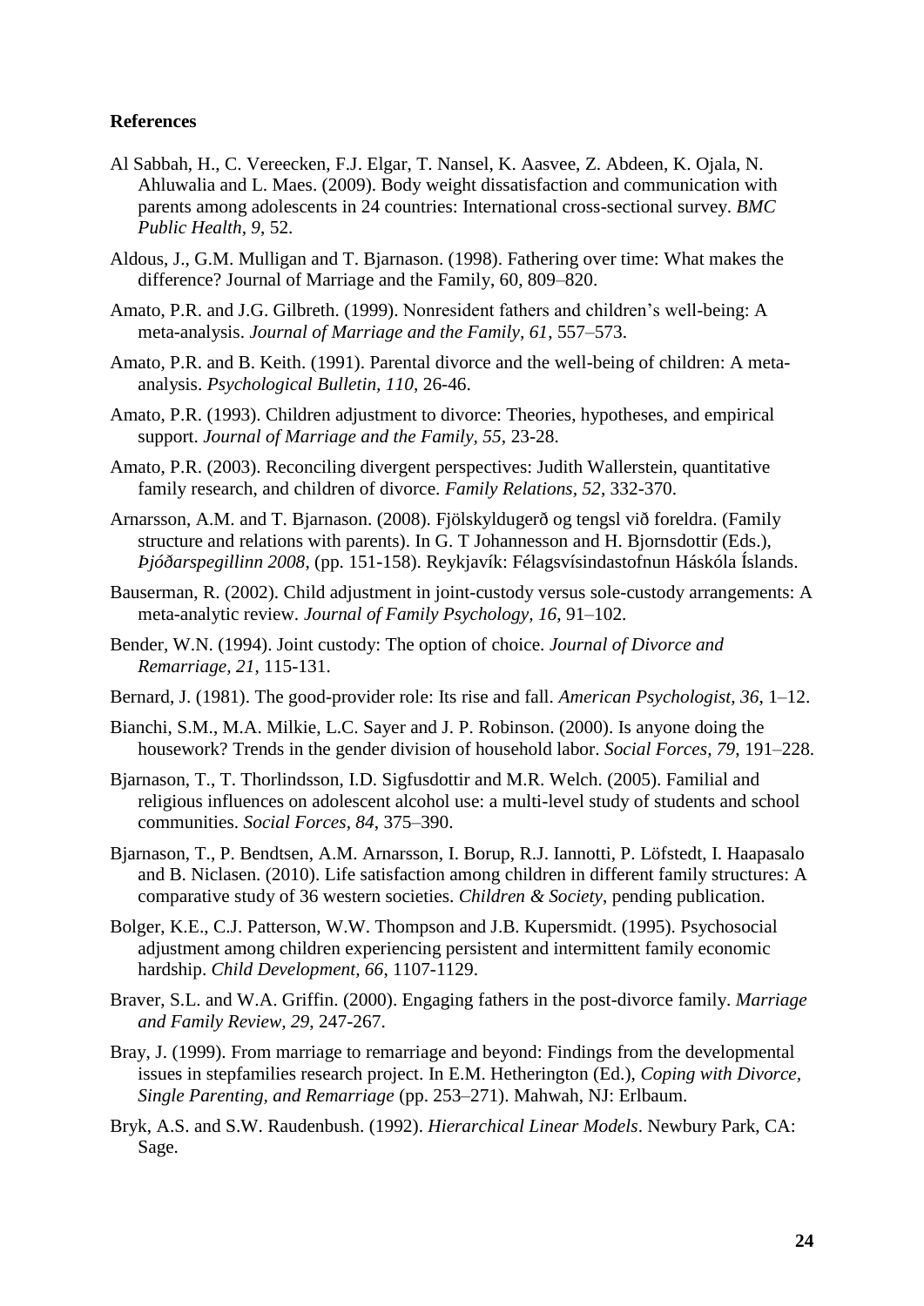**References**

Al Sabbah, H., C. Vereecken, F.J. Elgar, T. Nansel, K. Aasvee, Z. Abdeen, K. Ojala, N. Ahluwalia and L. Maes. (2009). Body weight dissatisfaction and communication with parents among adolescents in 24 countries: International cross-sectional survey. *BMC Public Health, 9*, 52.

Aldous, J., G.M. Mulligan and T. Bjarnason. (1998). Fathering over time: What makes the difference? Journal of Marriage and the Family, 60, 809–820.

Amato, P.R. and J.G. Gilbreth. (1999). Nonresident fathers and children's well-being: A meta-analysis. *Journal of Marriage and the Family, 61*, 557–573.

Amato, P.R. and B. Keith. (1991). Parental divorce and the well-being of children: A meta-analysis. *Psychological Bulletin, 110*, 26-46.

Amato, P.R. (1993). Children adjustment to divorce: Theories, hypotheses, and empirical support. *Journal of Marriage and the Family, 55*, 23-28.

Amato, P.R. (2003). Reconciling divergent perspectives: Judith Wallerstein, quantitative family research, and children of divorce. *Family Relations, 52*, 332-370.

Arnarsson, A.M. and T. Bjarnason. (2008). Fjölskyldugerð og tengsl við foreldra. (Family structure and relations with parents). In G. T Johannesson and H. Bjornsdottir (Eds.), *Þjóðarspegillinn 2008*, (pp. 151-158). Reykjavík: Félagsvísindastofnun Háskóla Íslands.

Bauserman, R. (2002). Child adjustment in joint-custody versus sole-custody arrangements: A meta-analytic review. *Journal of Family Psychology, 16*, 91–102.

Bender, W.N. (1994). Joint custody: The option of choice. *Journal of Divorce and Remarriage, 21*, 115-131.

Bernard, J. (1981). The good-provider role: Its rise and fall. *American Psychologist, 36*, 1–12.

Bianchi, S.M., M.A. Milkie, L.C. Sayer and J. P. Robinson. (2000). Is anyone doing the housework? Trends in the gender division of household labor. *Social Forces, 79*, 191–228.

Bjarnason, T., T. Thorlindsson, I.D. Sigfusdottir and M.R. Welch. (2005). Familial and religious influences on adolescent alcohol use: a multi-level study of students and school communities. *Social Forces, 84*, 375–390.

Bjarnason, T., P. Bendtsen, A.M. Arnarsson, I. Borup, R.J. Iannotti, P. Löfstedt, I. Haapasalo and B. Niclasen. (2010). Life satisfaction among children in different family structures: A comparative study of 36 western societies. *Children & Society*, pending publication.

Bolger, K.E., C.J. Patterson, W.W. Thompson and J.B. Kupersmidt. (1995). Psychosocial adjustment among children experiencing persistent and intermittent family economic hardship. *Child Development, 66*, 1107-1129.

Braver, S.L. and W.A. Griffin. (2000). Engaging fathers in the post-divorce family. *Marriage and Family Review, 29*, 247-267.

Bray, J. (1999). From marriage to remarriage and beyond: Findings from the developmental issues in stepfamilies research project. In E.M. Hetherington (Ed.), *Coping with Divorce, Single Parenting, and Remarriage* (pp. 253–271). Mahwah, NJ: Erlbaum.

Bryk, A.S. and S.W. Raudenbush. (1992). *Hierarchical Linear Models*. Newbury Park, CA: Sage.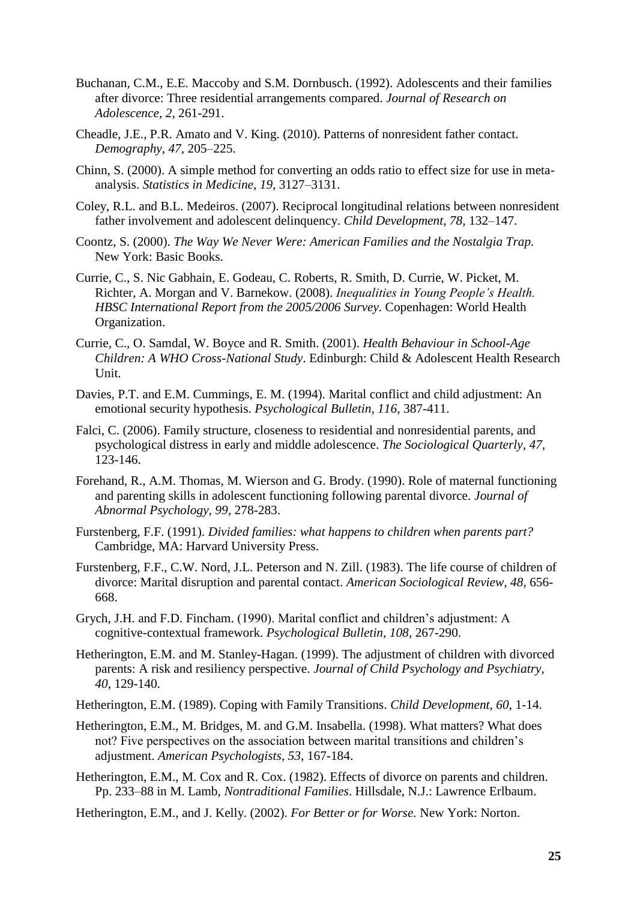Buchanan, C.M., E.E. Maccoby and S.M. Dornbusch. (1992). Adolescents and their families after divorce: Three residential arrangements compared. *Journal of Research on Adolescence, 2*, 261-291.

Cheadle, J.E., P.R. Amato and V. King. (2010). Patterns of nonresident father contact. *Demography, 47*, 205–225.

Chinn, S. (2000). A simple method for converting an odds ratio to effect size for use in meta-analysis. *Statistics in Medicine, 19*, 3127–3131.

Coley, R.L. and B.L. Medeiros. (2007). Reciprocal longitudinal relations between nonresident father involvement and adolescent delinquency. *Child Development, 78*, 132–147.

Coontz, S. (2000). *The Way We Never Were: American Families and the Nostalgia Trap.* New York: Basic Books.

Currie, C., S. Nic Gabhain, E. Godeau, C. Roberts, R. Smith, D. Currie, W. Picket, M. Richter, A. Morgan and V. Barnekow. (2008). *Inequalities in Young People's Health. HBSC International Report from the 2005/2006 Survey.* Copenhagen: World Health Organization.

Currie, C., O. Samdal, W. Boyce and R. Smith. (2001). *Health Behaviour in School-Age Children: A WHO Cross-National Study*. Edinburgh: Child & Adolescent Health Research Unit.

Davies, P.T. and E.M. Cummings, E. M. (1994). Marital conflict and child adjustment: An emotional security hypothesis. *Psychological Bulletin, 116*, 387-411.

Falci, C. (2006). Family structure, closeness to residential and nonresidential parents, and psychological distress in early and middle adolescence. *The Sociological Quarterly, 47*, 123-146.

Forehand, R., A.M. Thomas, M. Wierson and G. Brody. (1990). Role of maternal functioning and parenting skills in adolescent functioning following parental divorce. *Journal of Abnormal Psychology, 99*, 278-283.

Furstenberg, F.F. (1991). *Divided families: what happens to children when parents part?* Cambridge, MA: Harvard University Press.

Furstenberg, F.F., C.W. Nord, J.L. Peterson and N. Zill. (1983). The life course of children of divorce: Marital disruption and parental contact. *American Sociological Review, 48*, 656-668.

Grych, J.H. and F.D. Fincham. (1990). Marital conflict and children's adjustment: A cognitive-contextual framework. *Psychological Bulletin, 108*, 267-290.

Hetherington, E.M. and M. Stanley-Hagan. (1999). The adjustment of children with divorced parents: A risk and resiliency perspective. *Journal of Child Psychology and Psychiatry, 40*, 129-140.

Hetherington, E.M. (1989). Coping with Family Transitions. *Child Development, 60*, 1-14.

Hetherington, E.M., M. Bridges, M. and G.M. Insabella. (1998). What matters? What does not? Five perspectives on the association between marital transitions and children's adjustment. *American Psychologists, 53*, 167-184.

Hetherington, E.M., M. Cox and R. Cox. (1982). Effects of divorce on parents and children. Pp. 233–88 in M. Lamb, *Nontraditional Families*. Hillsdale, N.J.: Lawrence Erlbaum.

Hetherington, E.M., and J. Kelly. (2002). *For Better or for Worse.* New York: Norton.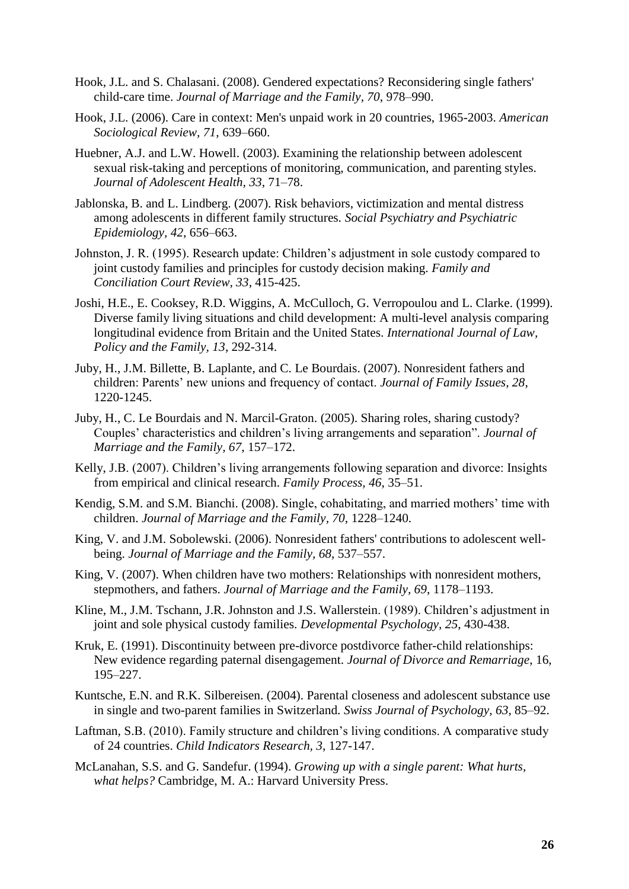Hook, J.L. and S. Chalasani. (2008). Gendered expectations? Reconsidering single fathers' child-care time. *Journal of Marriage and the Family, 70*, 978–990.

Hook, J.L. (2006). Care in context: Men's unpaid work in 20 countries, 1965-2003. *American Sociological Review, 71*, 639–660.

Huebner, A.J. and L.W. Howell. (2003). Examining the relationship between adolescent sexual risk-taking and perceptions of monitoring, communication, and parenting styles. *Journal of Adolescent Health, 33*, 71–78.

Jablonska, B. and L. Lindberg. (2007). Risk behaviors, victimization and mental distress among adolescents in different family structures. *Social Psychiatry and Psychiatric Epidemiology, 42*, 656–663.

Johnston, J. R. (1995). Research update: Children's adjustment in sole custody compared to joint custody families and principles for custody decision making. *Family and Conciliation Court Review, 33*, 415-425.

Joshi, H.E., E. Cooksey, R.D. Wiggins, A. McCulloch, G. Verropoulou and L. Clarke. (1999). Diverse family living situations and child development: A multi-level analysis comparing longitudinal evidence from Britain and the United States. *International Journal of Law, Policy and the Family, 13*, 292-314.

Juby, H., J.M. Billette, B. Laplante, and C. Le Bourdais. (2007). Nonresident fathers and children: Parents' new unions and frequency of contact. *Journal of Family Issues, 28*, 1220-1245.

Juby, H., C. Le Bourdais and N. Marcil-Graton. (2005). Sharing roles, sharing custody? Couples' characteristics and children's living arrangements and separation". *Journal of Marriage and the Family, 67*, 157–172.

Kelly, J.B. (2007). Children's living arrangements following separation and divorce: Insights from empirical and clinical research. *Family Process, 46*, 35–51.

Kendig, S.M. and S.M. Bianchi. (2008). Single, cohabitating, and married mothers' time with children. *Journal of Marriage and the Family, 70*, 1228–1240.

King, V. and J.M. Sobolewski. (2006). Nonresident fathers' contributions to adolescent well-being. *Journal of Marriage and the Family, 68*, 537–557.

King, V. (2007). When children have two mothers: Relationships with nonresident mothers, stepmothers, and fathers. *Journal of Marriage and the Family, 69*, 1178–1193.

Kline, M., J.M. Tschann, J.R. Johnston and J.S. Wallerstein. (1989). Children's adjustment in joint and sole physical custody families. *Developmental Psychology, 25*, 430-438.

Kruk, E. (1991). Discontinuity between pre-divorce postdivorce father-child relationships: New evidence regarding paternal disengagement. *Journal of Divorce and Remarriage*, 16, 195–227.

Kuntsche, E.N. and R.K. Silbereisen. (2004). Parental closeness and adolescent substance use in single and two-parent families in Switzerland. *Swiss Journal of Psychology, 63*, 85–92.

Laftman, S.B. (2010). Family structure and children's living conditions. A comparative study of 24 countries. *Child Indicators Research, 3*, 127-147.

McLanahan, S.S. and G. Sandefur. (1994). *Growing up with a single parent: What hurts, what helps?* Cambridge, M. A.: Harvard University Press.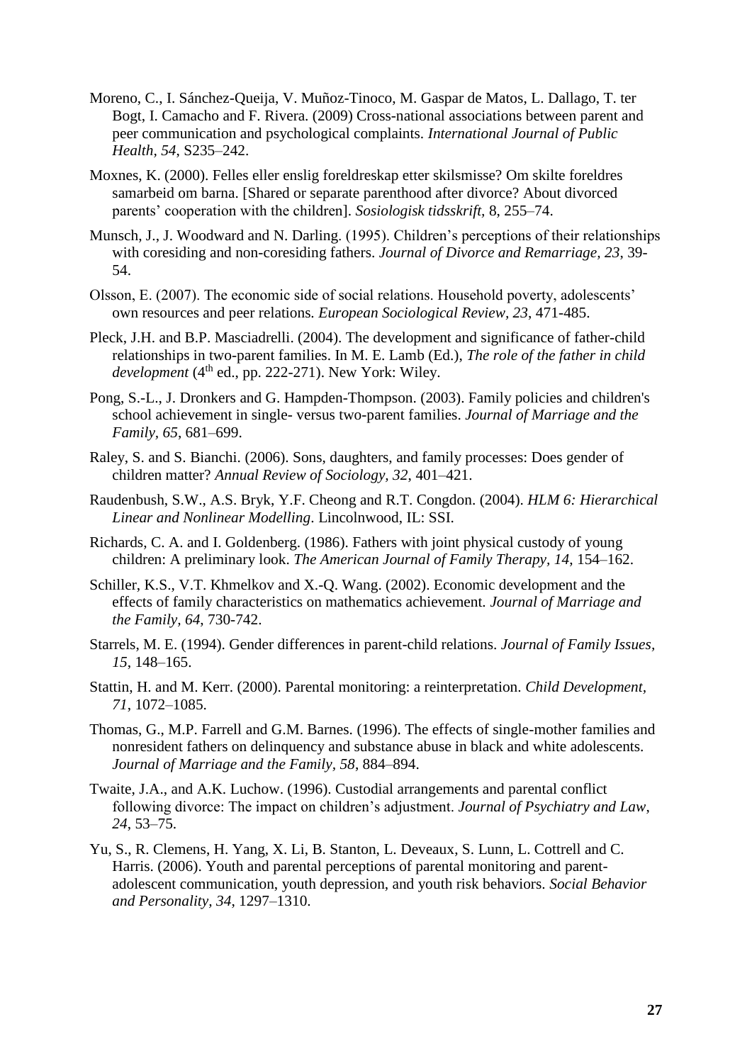Moreno, C., I. Sánchez-Queija, V. Muñoz-Tinoco, M. Gaspar de Matos, L. Dallago, T. ter Bogt, I. Camacho and F. Rivera. (2009) Cross-national associations between parent and peer communication and psychological complaints. *International Journal of Public Health, 54*, S235–242.

Moxnes, K. (2000). Felles eller enslig foreldreskap etter skilsmisse? Om skilte foreldres samarbeid om barna. [Shared or separate parenthood after divorce? About divorced parents' cooperation with the children]. *Sosiologisk tidsskrift*, 8, 255–74.

Munsch, J., J. Woodward and N. Darling. (1995). Children's perceptions of their relationships with coresiding and non-coresiding fathers. *Journal of Divorce and Remarriage, 23*, 39-54.

Olsson, E. (2007). The economic side of social relations. Household poverty, adolescents' own resources and peer relations. *European Sociological Review, 23*, 471-485.

Pleck, J.H. and B.P. Masciadrelli. (2004). The development and significance of father-child relationships in two-parent families. In M. E. Lamb (Ed.), *The role of the father in child development* (4th ed., pp. 222-271). New York: Wiley.

Pong, S.-L., J. Dronkers and G. Hampden-Thompson. (2003). Family policies and children's school achievement in single- versus two-parent families. *Journal of Marriage and the Family, 65*, 681–699.

Raley, S. and S. Bianchi. (2006). Sons, daughters, and family processes: Does gender of children matter? *Annual Review of Sociology, 32*, 401–421.

Raudenbush, S.W., A.S. Bryk, Y.F. Cheong and R.T. Congdon. (2004). *HLM 6: Hierarchical Linear and Nonlinear Modelling*. Lincolnwood, IL: SSI.

Richards, C. A. and I. Goldenberg. (1986). Fathers with joint physical custody of young children: A preliminary look. *The American Journal of Family Therapy, 14*, 154–162.

Schiller, K.S., V.T. Khmelkov and X.-Q. Wang. (2002). Economic development and the effects of family characteristics on mathematics achievement. *Journal of Marriage and the Family, 64*, 730-742.

Starrels, M. E. (1994). Gender differences in parent-child relations. *Journal of Family Issues, 15*, 148–165.

Stattin, H. and M. Kerr. (2000). Parental monitoring: a reinterpretation. *Child Development, 71*, 1072–1085.

Thomas, G., M.P. Farrell and G.M. Barnes. (1996). The effects of single-mother families and nonresident fathers on delinquency and substance abuse in black and white adolescents. *Journal of Marriage and the Family, 58*, 884–894.

Twaite, J.A., and A.K. Luchow. (1996). Custodial arrangements and parental conflict following divorce: The impact on children's adjustment. *Journal of Psychiatry and Law, 24*, 53–75.

Yu, S., R. Clemens, H. Yang, X. Li, B. Stanton, L. Deveaux, S. Lunn, L. Cottrell and C. Harris. (2006). Youth and parental perceptions of parental monitoring and parent-adolescent communication, youth depression, and youth risk behaviors. *Social Behavior and Personality, 34*, 1297–1310.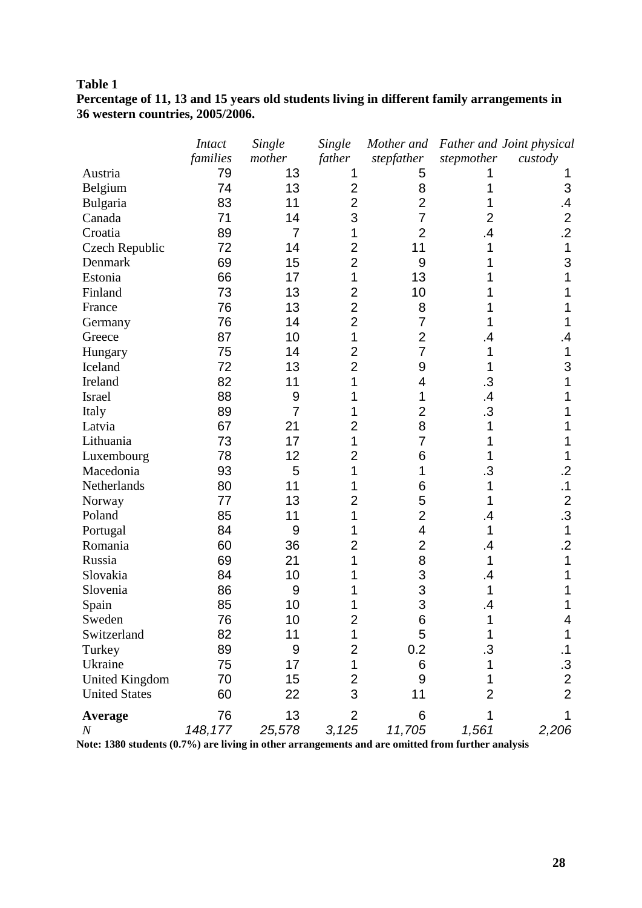**Table 1**
**Percentage of 11, 13 and 15 years old students living in different family arrangements in 36 western countries, 2005/2006.**

| | *Intact families* | *Single mother* | *Single father* | *Mother and stepfather* | *Father and stepmother* | *Joint physical custody* |
|---|---|---|---|---|---|---|
| Austria | 79 | 13 | 1 | 5 | 1 | 1 |
| Belgium | 74 | 13 | 2 | 8 | 1 | 3 |
| Bulgaria | 83 | 11 | 2 | 2 | 1 | .4 |
| Canada | 71 | 14 | 3 | 7 | 2 | 2 |
| Croatia | 89 | 7 | 1 | 2 | .4 | .2 |
| Czech Republic | 72 | 14 | 2 | 11 | 1 | 1 |
| Denmark | 69 | 15 | 2 | 9 | 1 | 3 |
| Estonia | 66 | 17 | 1 | 13 | 1 | 1 |
| Finland | 73 | 13 | 2 | 10 | 1 | 1 |
| France | 76 | 13 | 2 | 8 | 1 | 1 |
| Germany | 76 | 14 | 2 | 7 | 1 | 1 |
| Greece | 87 | 10 | 1 | 2 | .4 | .4 |
| Hungary | 75 | 14 | 2 | 7 | 1 | 1 |
| Iceland | 72 | 13 | 2 | 9 | 1 | 3 |
| Ireland | 82 | 11 | 1 | 4 | .3 | 1 |
| Israel | 88 | 9 | 1 | 1 | .4 | 1 |
| Italy | 89 | 7 | 1 | 2 | .3 | 1 |
| Latvia | 67 | 21 | 2 | 8 | 1 | 1 |
| Lithuania | 73 | 17 | 1 | 7 | 1 | 1 |
| Luxembourg | 78 | 12 | 2 | 6 | 1 | 1 |
| Macedonia | 93 | 5 | 1 | 1 | .3 | .2 |
| Netherlands | 80 | 11 | 1 | 6 | 1 | .1 |
| Norway | 77 | 13 | 2 | 5 | 1 | 2 |
| Poland | 85 | 11 | 1 | 2 | .4 | .3 |
| Portugal | 84 | 9 | 1 | 4 | 1 | 1 |
| Romania | 60 | 36 | 2 | 2 | .4 | .2 |
| Russia | 69 | 21 | 1 | 8 | 1 | 1 |
| Slovakia | 84 | 10 | 1 | 3 | .4 | 1 |
| Slovenia | 86 | 9 | 1 | 3 | 1 | 1 |
| Spain | 85 | 10 | 1 | 3 | .4 | 1 |
| Sweden | 76 | 10 | 2 | 6 | 1 | 4 |
| Switzerland | 82 | 11 | 1 | 5 | 1 | 1 |
| Turkey | 89 | 9 | 2 | 0.2 | .3 | .1 |
| Ukraine | 75 | 17 | 1 | 6 | 1 | .3 |
| United Kingdom | 70 | 15 | 2 | 9 | 1 | 2 |
| United States | 60 | 22 | 3 | 11 | 2 | 2 |
| **Average** | 76 | 13 | 2 | 6 | 1 | 1 |
| *N* | *148,177* | *25,578* | *3,125* | *11,705* | *1,561* | *2,206* |

**Note: 1380 students (0.7%) are living in other arrangements and are omitted from further analysis**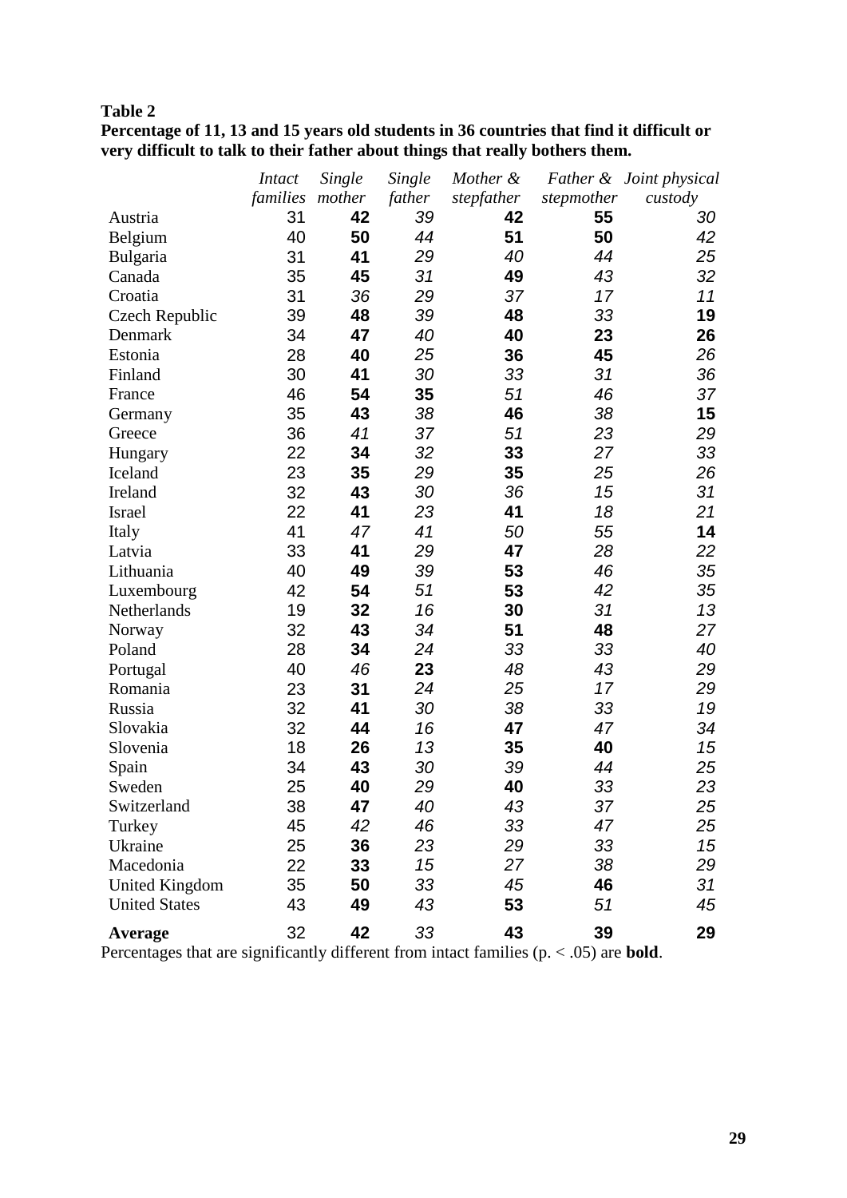**Table 2**

**Percentage of 11, 13 and 15 years old students in 36 countries that find it difficult or very difficult to talk to their father about things that really bothers them.**

| | *Intact families* | *Single mother* | *Single father* | *Mother & stepfather* | *Father & stepmother* | *Joint physical custody* |
|---|---|---|---|---|---|---|
| Austria | 31 | **42** | *39* | **42** | **55** | *30* |
| Belgium | 40 | **50** | *44* | **51** | **50** | *42* |
| Bulgaria | 31 | **41** | *29* | *40* | *44* | *25* |
| Canada | 35 | **45** | *31* | **49** | *43* | *32* |
| Croatia | 31 | *36* | *29* | *37* | *17* | *11* |
| Czech Republic | 39 | **48** | *39* | **48** | *33* | **19** |
| Denmark | 34 | **47** | *40* | **40** | **23** | **26** |
| Estonia | 28 | **40** | *25* | **36** | **45** | *26* |
| Finland | 30 | **41** | *30* | *33* | *31* | *36* |
| France | 46 | **54** | **35** | *51* | *46* | *37* |
| Germany | 35 | **43** | *38* | **46** | *38* | **15** |
| Greece | 36 | *41* | *37* | *51* | *23* | *29* |
| Hungary | 22 | **34** | *32* | **33** | *27* | *33* |
| Iceland | 23 | **35** | *29* | **35** | *25* | *26* |
| Ireland | 32 | **43** | *30* | *36* | *15* | *31* |
| Israel | 22 | **41** | *23* | **41** | *18* | *21* |
| Italy | 41 | *47* | *41* | *50* | *55* | **14** |
| Latvia | 33 | **41** | *29* | **47** | *28* | *22* |
| Lithuania | 40 | **49** | *39* | **53** | *46* | *35* |
| Luxembourg | 42 | **54** | *51* | **53** | *42* | *35* |
| Netherlands | 19 | **32** | *16* | **30** | *31* | *13* |
| Norway | 32 | **43** | *34* | **51** | **48** | *27* |
| Poland | 28 | **34** | *24* | *33* | *33* | *40* |
| Portugal | 40 | *46* | **23** | *48* | *43* | *29* |
| Romania | 23 | **31** | *24* | *25* | *17* | *29* |
| Russia | 32 | **41** | *30* | *38* | *33* | *19* |
| Slovakia | 32 | **44** | *16* | **47** | *47* | *34* |
| Slovenia | 18 | **26** | *13* | **35** | **40** | *15* |
| Spain | 34 | **43** | *30* | *39* | *44* | *25* |
| Sweden | 25 | **40** | *29* | **40** | *33* | *23* |
| Switzerland | 38 | **47** | *40* | *43* | *37* | *25* |
| Turkey | 45 | *42* | *46* | *33* | *47* | *25* |
| Ukraine | 25 | **36** | *23* | *29* | *33* | *15* |
| Macedonia | 22 | **33** | *15* | *27* | *38* | *29* |
| United Kingdom | 35 | **50** | *33* | *45* | **46** | *31* |
| United States | 43 | **49** | *43* | **53** | *51* | *45* |
| **Average** | 32 | **42** | *33* | **43** | **39** | **29** |

Percentages that are significantly different from intact families ($p < .05$) are **bold**.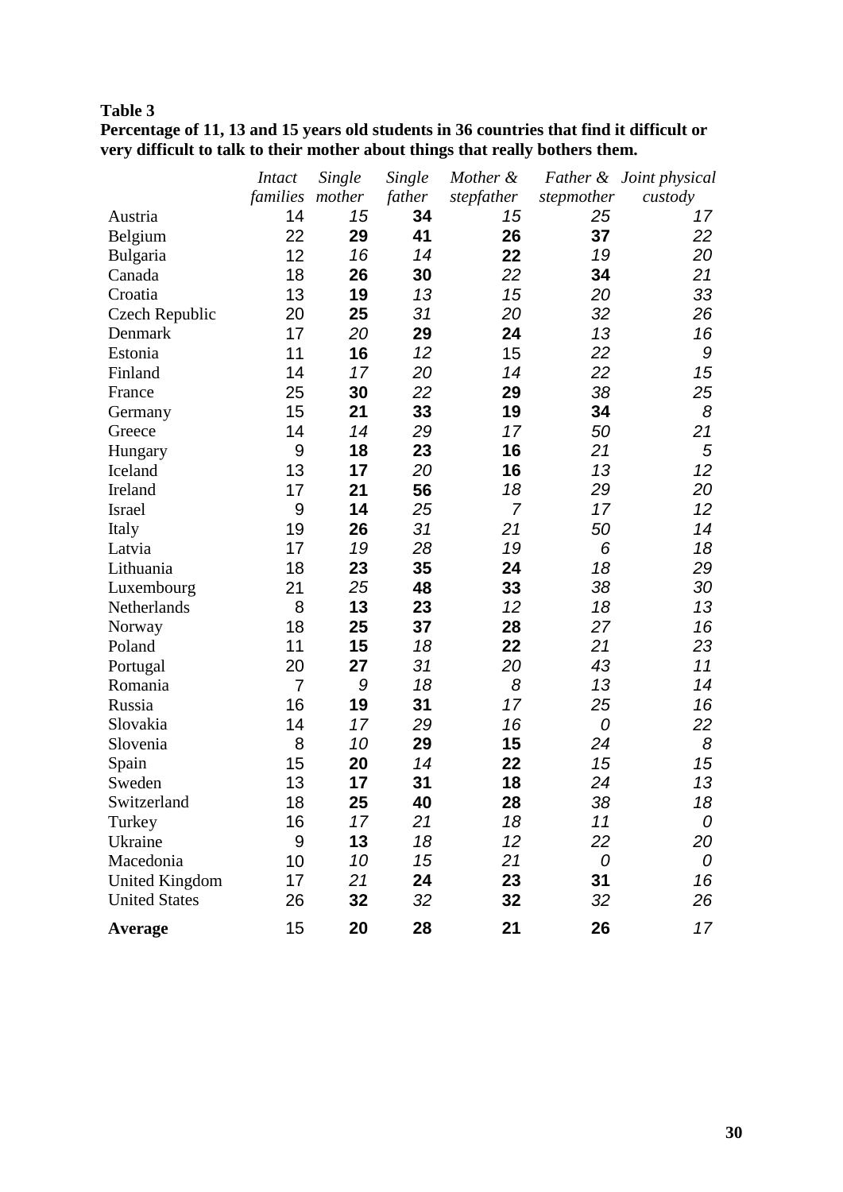**Table 3**

**Percentage of 11, 13 and 15 years old students in 36 countries that find it difficult or very difficult to talk to their mother about things that really bothers them.**

| | *Intact families* | *Single mother* | *Single father* | *Mother & stepfather* | *Father & stepmother* | *Joint physical custody* |
|---|---|---|---|---|---|---|
| Austria | 14 | *15* | **34** | *15* | *25* | *17* |
| Belgium | 22 | **29** | **41** | **26** | **37** | *22* |
| Bulgaria | 12 | *16* | *14* | **22** | *19* | *20* |
| Canada | 18 | **26** | **30** | *22* | **34** | *21* |
| Croatia | 13 | **19** | *13* | *15* | *20* | *33* |
| Czech Republic | 20 | **25** | *31* | *20* | *32* | *26* |
| Denmark | 17 | *20* | **29** | **24** | *13* | *16* |
| Estonia | 11 | **16** | *12* | 15 | *22* | *9* |
| Finland | 14 | *17* | *20* | *14* | *22* | *15* |
| France | 25 | **30** | *22* | **29** | *38* | *25* |
| Germany | 15 | **21** | **33** | **19** | **34** | *8* |
| Greece | 14 | *14* | *29* | *17* | *50* | *21* |
| Hungary | 9 | **18** | **23** | **16** | *21* | *5* |
| Iceland | 13 | **17** | *20* | **16** | *13* | *12* |
| Ireland | 17 | **21** | **56** | *18* | *29* | *20* |
| Israel | 9 | **14** | *25* | *7* | *17* | *12* |
| Italy | 19 | **26** | *31* | *21* | *50* | *14* |
| Latvia | 17 | *19* | *28* | *19* | *6* | *18* |
| Lithuania | 18 | **23** | **35** | **24** | *18* | *29* |
| Luxembourg | 21 | *25* | **48** | **33** | *38* | *30* |
| Netherlands | 8 | **13** | **23** | *12* | *18* | *13* |
| Norway | 18 | **25** | **37** | **28** | *27* | *16* |
| Poland | 11 | **15** | *18* | **22** | *21* | *23* |
| Portugal | 20 | **27** | *31* | *20* | *43* | *11* |
| Romania | 7 | *9* | *18* | *8* | *13* | *14* |
| Russia | 16 | **19** | **31** | *17* | *25* | *16* |
| Slovakia | 14 | *17* | *29* | *16* | *0* | *22* |
| Slovenia | 8 | *10* | **29** | **15** | *24* | *8* |
| Spain | 15 | **20** | *14* | **22** | *15* | *15* |
| Sweden | 13 | **17** | **31** | **18** | *24* | *13* |
| Switzerland | 18 | **25** | **40** | **28** | *38* | *18* |
| Turkey | 16 | *17* | *21* | *18* | *11* | *0* |
| Ukraine | 9 | **13** | *18* | *12* | *22* | *20* |
| Macedonia | 10 | *10* | *15* | *21* | *0* | *0* |
| United Kingdom | 17 | *21* | **24** | **23** | **31** | *16* |
| United States | 26 | **32** | *32* | **32** | *32* | *26* |
| **Average** | 15 | **20** | **28** | **21** | **26** | *17* |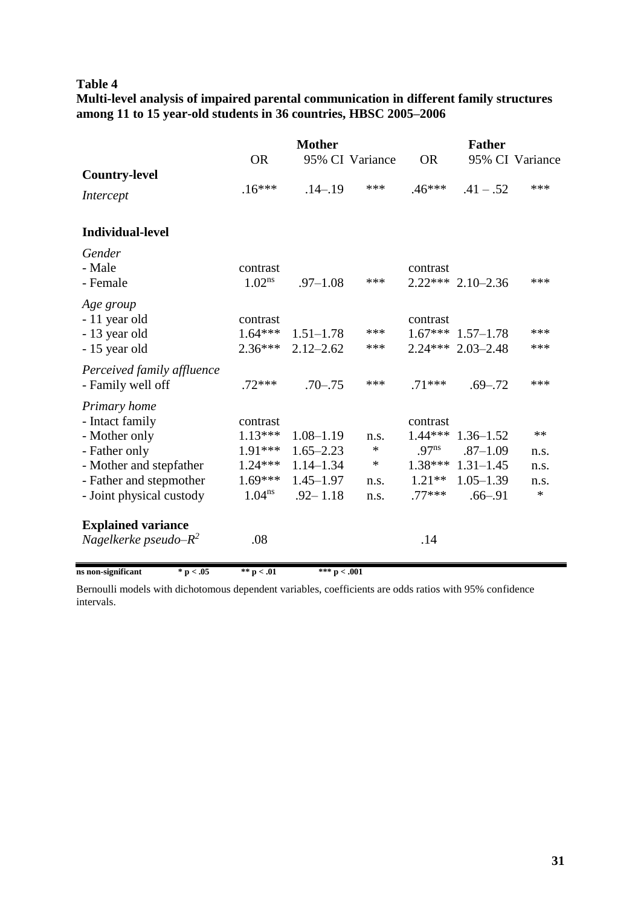**Table 4**

**Multi-level analysis of impaired parental communication in different family structures among 11 to 15 year-old students in 36 countries, HBSC 2005–2006**

| | Mother | | | Father | | |
|---|---|---|---|---|---|---|
| | OR | 95% CI | Variance | OR | 95% CI | Variance |
| **Country-level** | | | | | | |
| *Intercept* | .16*** | .14–.19 | *** | .46*** | .41 – .52 | *** |
| **Individual-level** | | | | | | |
| *Gender* | | | | | | |
| - Male | contrast | | | contrast | | |
| - Female | $1.02^{ns}$ | .97–1.08 | *** | 2.22*** | 2.10–2.36 | *** |
| *Age group* | | | | | | |
| - 11 year old | contrast | | | contrast | | |
| - 13 year old | 1.64*** | 1.51–1.78 | *** | 1.67*** | 1.57–1.78 | *** |
| - 15 year old | 2.36*** | 2.12–2.62 | *** | 2.24*** | 2.03–2.48 | *** |
| *Perceived family affluence* | | | | | | |
| - Family well off | .72*** | .70–.75 | *** | .71*** | .69–.72 | *** |
| *Primary home* | | | | | | |
| - Intact family | contrast | | | contrast | | |
| - Mother only | 1.13*** | 1.08–1.19 | n.s. | 1.44*** | 1.36–1.52 | ** |
| - Father only | 1.91*** | 1.65–2.23 | * | $.97^{ns}$ | .87–1.09 | n.s. |
| - Mother and stepfather | 1.24*** | 1.14–1.34 | * | 1.38*** | 1.31–1.45 | n.s. |
| - Father and stepmother | 1.69*** | 1.45–1.97 | n.s. | 1.21** | 1.05–1.39 | n.s. |
| - Joint physical custody | $1.04^{ns}$ | .92– 1.18 | n.s. | .77*** | .66–.91 | * |
| **Explained variance** | | | | | | |
| *Nagelkerke pseudo–$R^2$* | .08 | | | .14 | | |

**ns non-significant** **\* p < .05** **\*\* p < .01** **\*\*\* p < .001**

Bernoulli models with dichotomous dependent variables, coefficients are odds ratios with 95% confidence intervals.